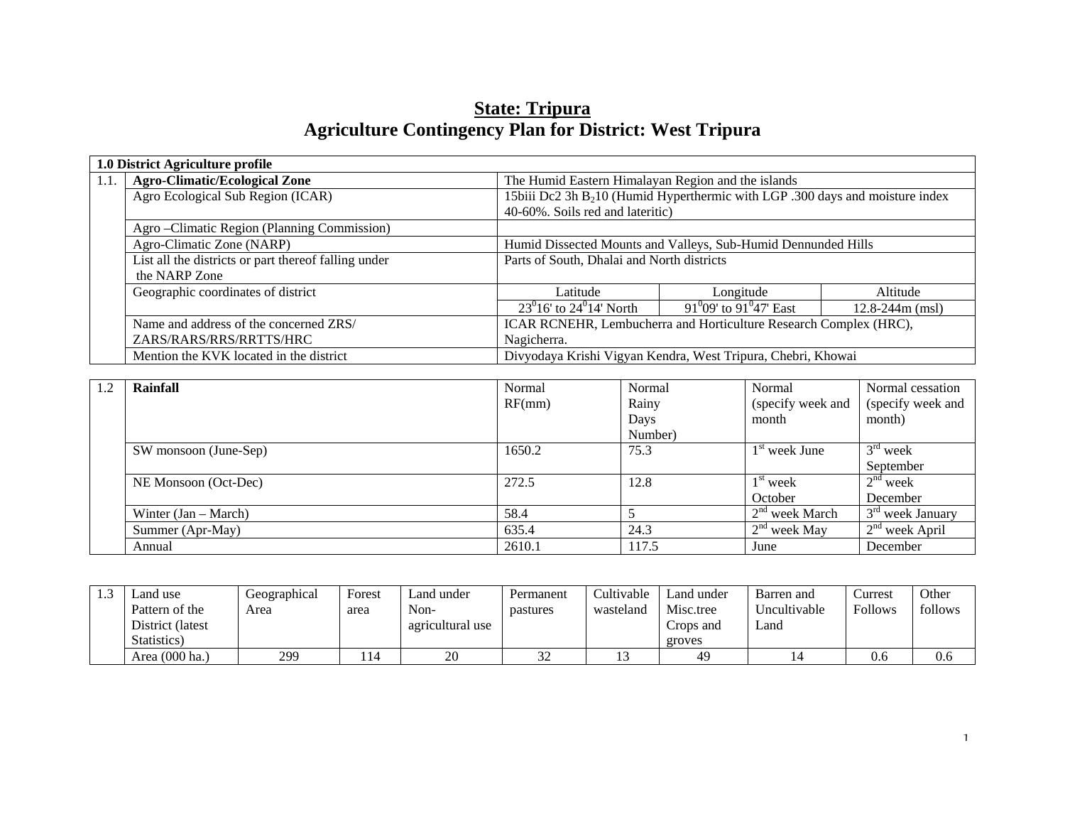# State: Tripura

# Agriculture Contingency Plan for District: West Tripura

| 1.0 District Agriculture profile | | | | |
|---|---|---|---|---|
| 1.1. | **Agro-Climatic/Ecological Zone** | The Humid Eastern Himalayan Region and the islands | | |
| | Agro Ecological Sub Region (ICAR) | 15biii Dc2 3h $B_2$10 (Humid Hyperthermic with LGP .300 days and moisture index 40-60%. Soils red and lateritic) | | |
| | Agro –Climatic Region (Planning Commission) | | | |
| | Agro-Climatic Zone (NARP) | Humid Dissected Mounts and Valleys, Sub-Humid Dennunded Hills | | |
| | List all the districts or part thereof falling under the NARP Zone | Parts of South, Dhalai and North districts | | |
| | Geographic coordinates of district | Latitude | Longitude | Altitude |
| | | $23^0$16' to $24^0$14' North | $91^0$09' to $91^0$47' East | 12.8-244m (msl) |
| | Name and address of the concerned ZRS/ ZARS/RARS/RRS/RRTTS/HRC | ICAR RCNEHR, Lembucherra and Horticulture Research Complex (HRC), Nagicherra. | | |
| | Mention the KVK located in the district | Divyodaya Krishi Vigyan Kendra, West Tripura, Chebri, Khowai | | |

| 1.2 | **Rainfall** | Normal RF(mm) | Normal Rainy Days Number) | Normal (specify week and month | Normal cessation (specify week and month) |
|---|---|---|---|---|---|
| | SW monsoon (June-Sep) | 1650.2 | 75.3 | 1st week June | 3rd week September |
| | NE Monsoon (Oct-Dec) | 272.5 | 12.8 | 1st week October | 2nd week December |
| | Winter (Jan – March) | 58.4 | 5 | 2nd week March | 3rd week January |
| | Summer (Apr-May) | 635.4 | 24.3 | 2nd week May | 2nd week April |
| | Annual | 2610.1 | 117.5 | June | December |

| 1.3 | Land use Pattern of the District (latest Statistics) | Geographical Area | Forest area | Land under Non-agricultural use | Permanent pastures | Cultivable wasteland | Land under Misc.tree Crops and groves | Barren and Uncultivable Land | Currest Follows | Other follows |
|---|---|---|---|---|---|---|---|---|---|---|
| | Area (000 ha.) | 299 | 114 | 20 | 32 | 13 | 49 | 14 | 0.6 | 0.6 |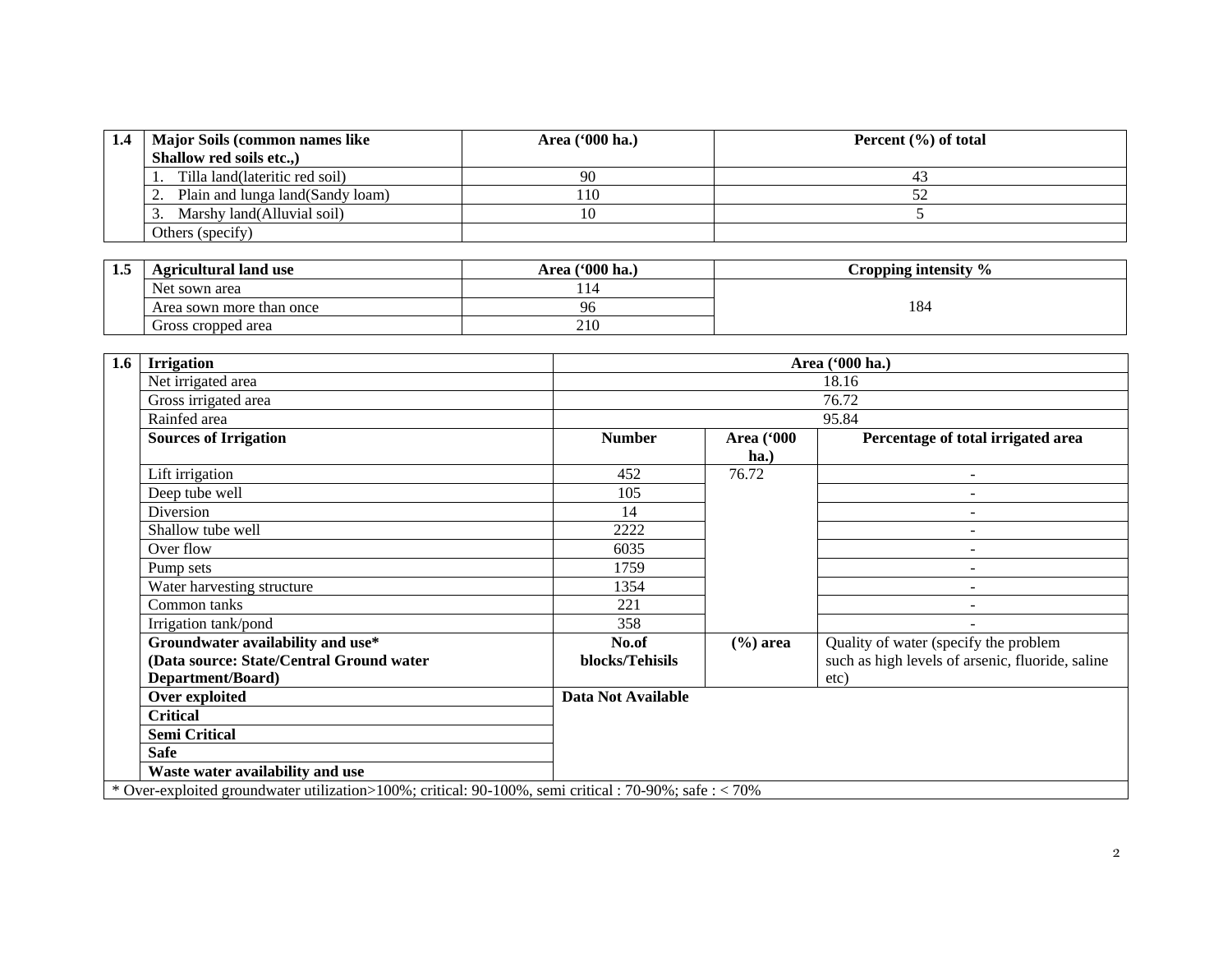| 1.4 | Major Soils (common names like Shallow red soils etc.,) | Area ('000 ha.) | Percent (%) of total |
|---|---|---|---|
| | 1. Tilla land(lateritic red soil) | 90 | 43 |
| | 2. Plain and lunga land(Sandy loam) | 110 | 52 |
| | 3. Marshy land(Alluvial soil) | 10 | 5 |
| | Others (specify) | | |

| 1.5 | Agricultural land use | Area ('000 ha.) | Cropping intensity % |
|---|---|---|---|
| | Net sown area | 114 | 184 |
| | Area sown more than once | 96 | |
| | Gross cropped area | 210 | |

| 1.6 | Irrigation | Area ('000 ha.) | | |
|---|---|---|---|---|
| | Net irrigated area | 18.16 | | |
| | Gross irrigated area | 76.72 | | |
| | Rainfed area | 95.84 | | |
| | **Sources of Irrigation** | **Number** | **Area ('000 ha.)** | **Percentage of total irrigated area** |
| | Lift irrigation | 452 | 76.72 | - |
| | Deep tube well | 105 | | - |
| | Diversion | 14 | | - |
| | Shallow tube well | 2222 | | - |
| | Over flow | 6035 | | - |
| | Pump sets | 1759 | | - |
| | Water harvesting structure | 1354 | | - |
| | Common tanks | 221 | | - |
| | Irrigation tank/pond | 358 | | - |
| | **Groundwater availability and use* (Data source: State/Central Ground water Department/Board)** | **No.of blocks/Tehisils** | **(%) area** | Quality of water (specify the problem such as high levels of arsenic, fluoride, saline etc) |
| | **Over exploited** | **Data Not Available** | | |
| | **Critical** | | | |
| | **Semi Critical** | | | |
| | **Safe** | | | |
| | **Waste water availability and use** | | | |

* Over-exploited groundwater utilization>100%; critical: 90-100%, semi critical : 70-90%; safe : < 70%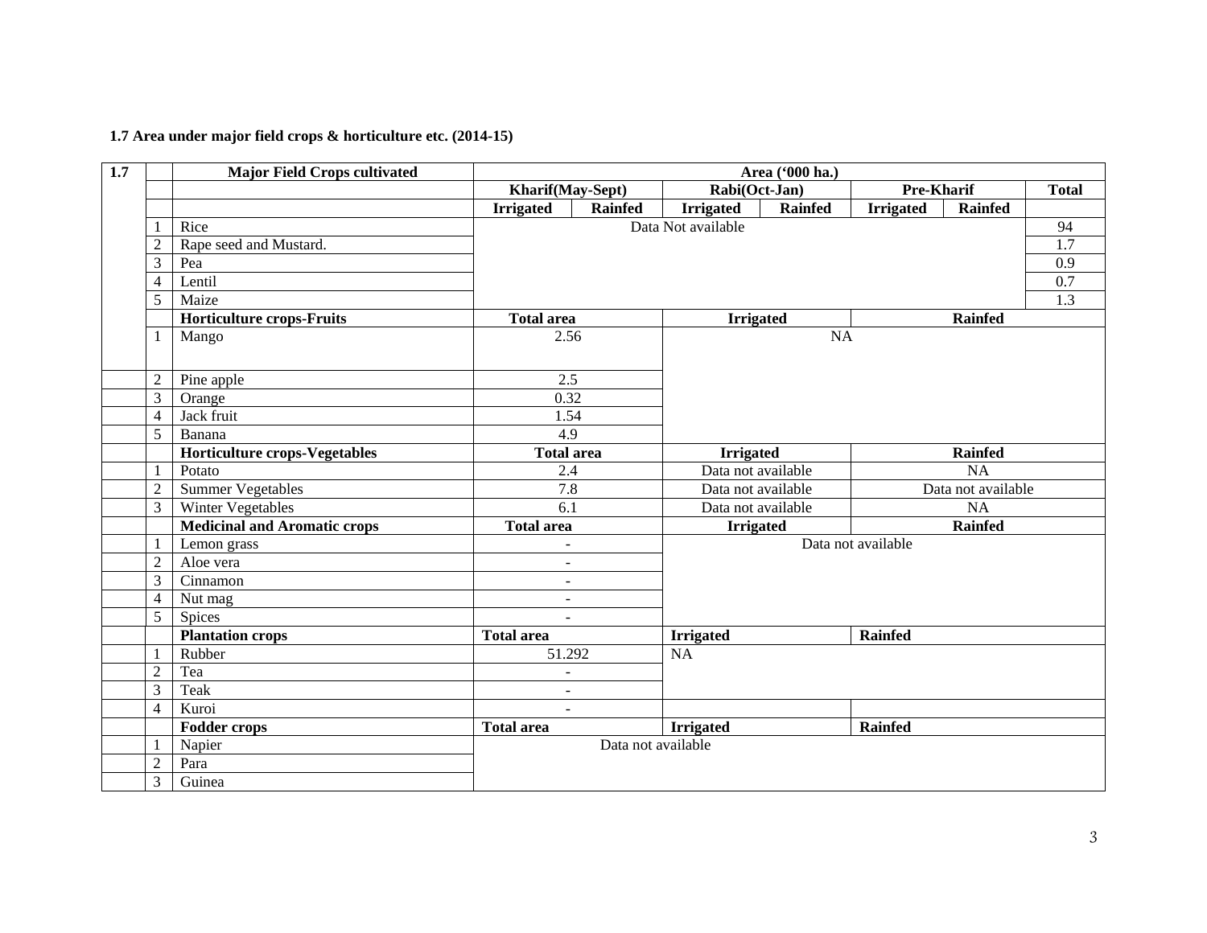**1.7 Area under major field crops & horticulture etc. (2014-15)**

| 1.7 | | Major Field Crops cultivated | Area ('000 ha.) | | | | | | |
|---|---|---|---|---|---|---|---|---|---|
| | | | Kharif(May-Sept) | | Rabi(Oct-Jan) | | Pre-Kharif | | Total |
| | | | Irrigated | Rainfed | Irrigated | Rainfed | Irrigated | Rainfed | |
| | 1 | Rice | Data Not available | | | | | | 94 |
| | 2 | Rape seed and Mustard. | | | | | | | 1.7 |
| | 3 | Pea | | | | | | | 0.9 |
| | 4 | Lentil | | | | | | | 0.7 |
| | 5 | Maize | | | | | | | 1.3 |
| | | **Horticulture crops-Fruits** | **Total area** | | **Irrigated** | | **Rainfed** | | |
| | 1 | Mango | 2.56 | | NA | | | | |
| | 2 | Pine apple | 2.5 | | | | | | |
| | 3 | Orange | 0.32 | | | | | | |
| | 4 | Jack fruit | 1.54 | | | | | | |
| | 5 | Banana | 4.9 | | | | | | |
| | | **Horticulture crops-Vegetables** | **Total area** | | **Irrigated** | | **Rainfed** | | |
| | 1 | Potato | 2.4 | | Data not available | | NA | | |
| | 2 | Summer Vegetables | 7.8 | | Data not available | | Data not available | | |
| | 3 | Winter Vegetables | 6.1 | | Data not available | | NA | | |
| | | **Medicinal and Aromatic crops** | **Total area** | | **Irrigated** | | **Rainfed** | | |
| | 1 | Lemon grass | - | | Data not available | | | | |
| | 2 | Aloe vera | - | | | | | | |
| | 3 | Cinnamon | - | | | | | | |
| | 4 | Nut mag | - | | | | | | |
| | 5 | Spices | - | | | | | | |
| | | **Plantation crops** | **Total area** | | **Irrigated** | | **Rainfed** | | |
| | 1 | Rubber | 51.292 | | NA | | | | |
| | 2 | Tea | - | | | | | | |
| | 3 | Teak | - | | | | | | |
| | 4 | Kuroi | - | | | | | | |
| | | **Fodder crops** | **Total area** | | **Irrigated** | | **Rainfed** | | |
| | 1 | Napier | Data not available | | | | | | |
| | 2 | Para | | | | | | | |
| | 3 | Guinea | | | | | | | |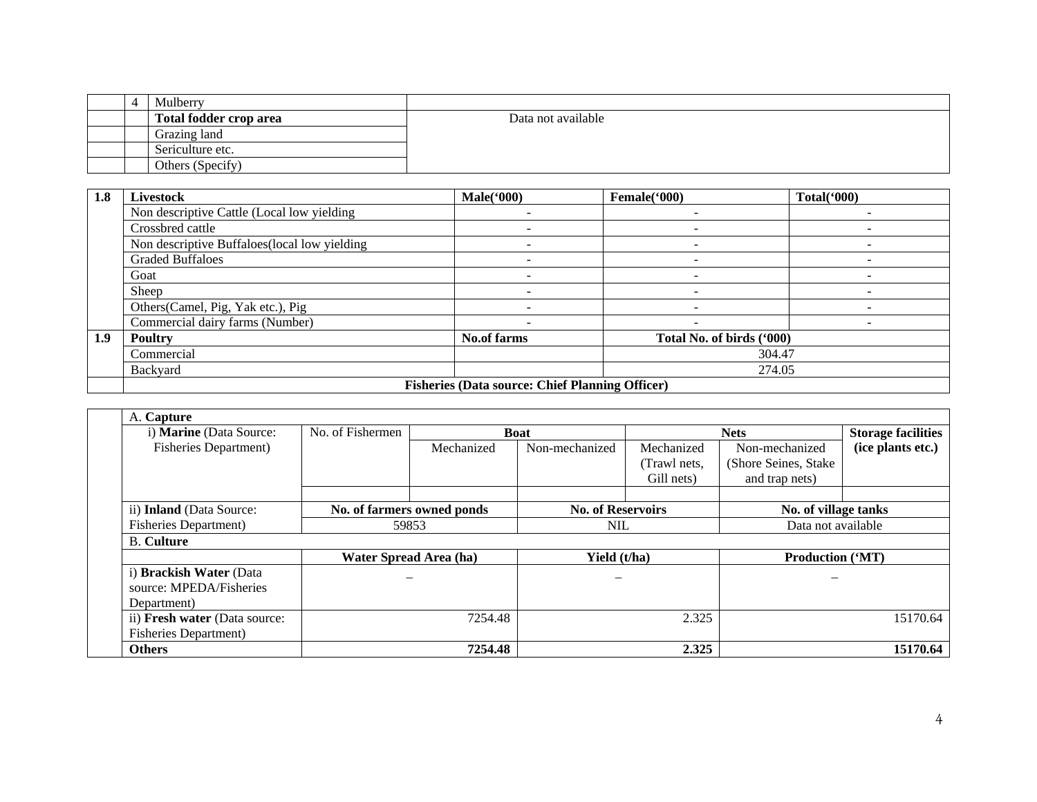| | | | |
|---|---|---|---|
| | 4 | Mulberry | |
| | | **Total fodder crop area** | Data not available |
| | | Grazing land | |
| | | Sericulture etc. | |
| | | Others (Specify) | |

| **1.8** | **Livestock** | **Male('000)** | **Female('000)** | **Total('000)** |
|---|---|---|---|---|
| | Non descriptive Cattle (Local low yielding | - | - | - |
| | Crossbred cattle | - | - | - |
| | Non descriptive Buffaloes(local low yielding | - | - | - |
| | Graded Buffaloes | - | - | - |
| | Goat | - | - | - |
| | Sheep | - | - | - |
| | Others(Camel, Pig, Yak etc.), Pig | - | - | - |
| | Commercial dairy farms (Number) | - | - | - |
| **1.9** | **Poultry** | **No.of farms** | **Total No. of birds ('000)** | |
| | Commercial | | 304.47 | |
| | Backyard | | 274.05 | |
| | **Fisheries (Data source: Chief Planning Officer)** | | | |

| | A. **Capture** | | | | | | |
|---|---|---|---|---|---|---|---|
| | i) **Marine** (Data Source: Fisheries Department) | No. of Fishermen | **Boat** | | **Nets** | | **Storage facilities (ice plants etc.)** |
| | | | Mechanized | Non-mechanized | Mechanized (Trawl nets, Gill nets) | Non-mechanized (Shore Seines, Stake and trap nets) | |
| | | | | | | | |
| | ii) **Inland** (Data Source: Fisheries Department) | **No. of farmers owned ponds** | | **No. of Reservoirs** | | **No. of village tanks** | |
| | | 59853 | | NIL | | Data not available | |
| | B. **Culture** | | | | | | |
| | | **Water Spread Area (ha)** | | **Yield (t/ha)** | | **Production ('MT)** | |
| | i) **Brackish Water** (Data source: MPEDA/Fisheries Department) | – | | – | | – | |
| | ii) **Fresh water** (Data source: Fisheries Department) | 7254.48 | | 2.325 | | 15170.64 | |
| | **Others** | **7254.48** | | **2.325** | | **15170.64** | |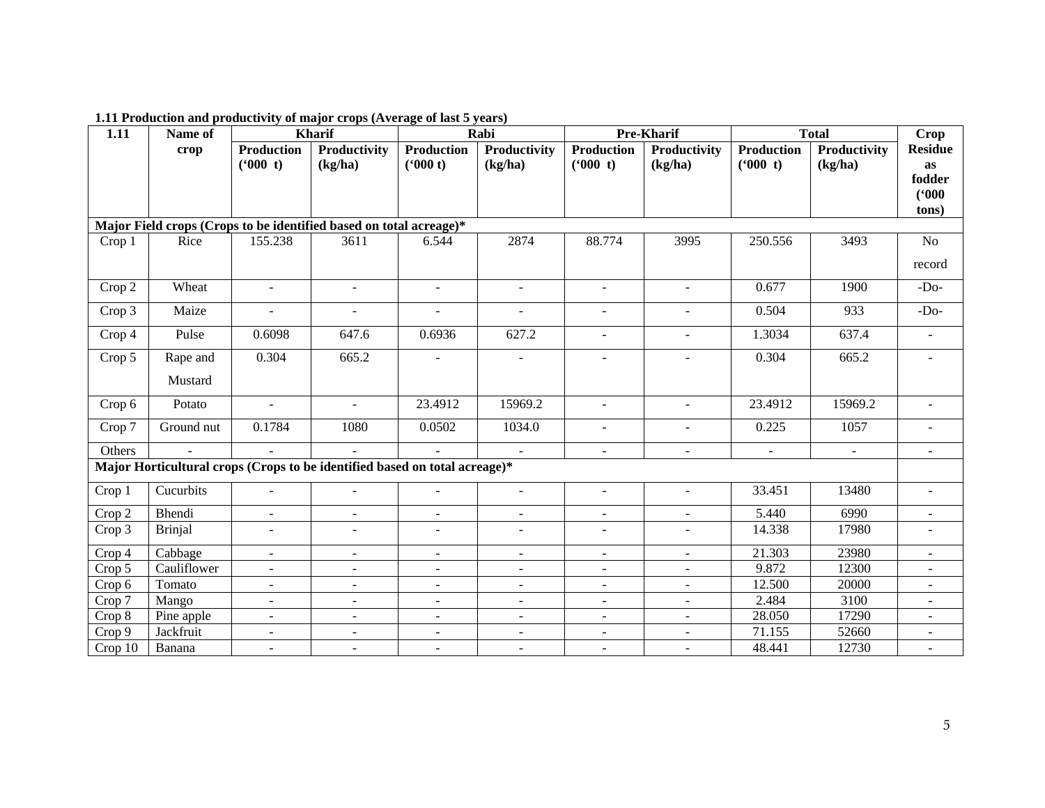**1.11 Production and productivity of major crops (Average of last 5 years)**

| 1.11 | Name of crop | Kharif | | Rabi | | Pre-Kharif | | Total | | Crop Residue as fodder ('000 tons) |
|---|---|---|---|---|---|---|---|---|---|---|
| | | Production ('000 t) | Productivity (kg/ha) | Production ('000 t) | Productivity (kg/ha) | Production ('000 t) | Productivity (kg/ha) | Production ('000 t) | Productivity (kg/ha) | |
| **Major Field crops (Crops to be identified based on total acreage)*** | | | | | | | | | | |
| Crop 1 | Rice | 155.238 | 3611 | 6.544 | 2874 | 88.774 | 3995 | 250.556 | 3493 | No record |
| Crop 2 | Wheat | - | - | - | - | - | - | 0.677 | 1900 | -Do- |
| Crop 3 | Maize | - | - | - | - | - | - | 0.504 | 933 | -Do- |
| Crop 4 | Pulse | 0.6098 | 647.6 | 0.6936 | 627.2 | - | - | 1.3034 | 637.4 | - |
| Crop 5 | Rape and Mustard | 0.304 | 665.2 | - | - | - | - | 0.304 | 665.2 | - |
| Crop 6 | Potato | - | - | 23.4912 | 15969.2 | - | - | 23.4912 | 15969.2 | - |
| Crop 7 | Ground nut | 0.1784 | 1080 | 0.0502 | 1034.0 | - | - | 0.225 | 1057 | - |
| Others | - | - | - | - | - | - | - | - | - | - |
| **Major Horticultural crops (Crops to be identified based on total acreage)*** | | | | | | | | | | |
| Crop 1 | Cucurbits | - | - | - | - | - | - | 33.451 | 13480 | - |
| Crop 2 | Bhendi | - | - | - | - | - | - | 5.440 | 6990 | - |
| Crop 3 | Brinjal | - | - | - | - | - | - | 14.338 | 17980 | - |
| Crop 4 | Cabbage | - | - | - | - | - | - | 21.303 | 23980 | - |
| Crop 5 | Cauliflower | - | - | - | - | - | - | 9.872 | 12300 | - |
| Crop 6 | Tomato | - | - | - | - | - | - | 12.500 | 20000 | - |
| Crop 7 | Mango | - | - | - | - | - | - | 2.484 | 3100 | - |
| Crop 8 | Pine apple | - | - | - | - | - | - | 28.050 | 17290 | - |
| Crop 9 | Jackfruit | - | - | - | - | - | - | 71.155 | 52660 | - |
| Crop 10 | Banana | - | - | - | - | - | - | 48.441 | 12730 | - |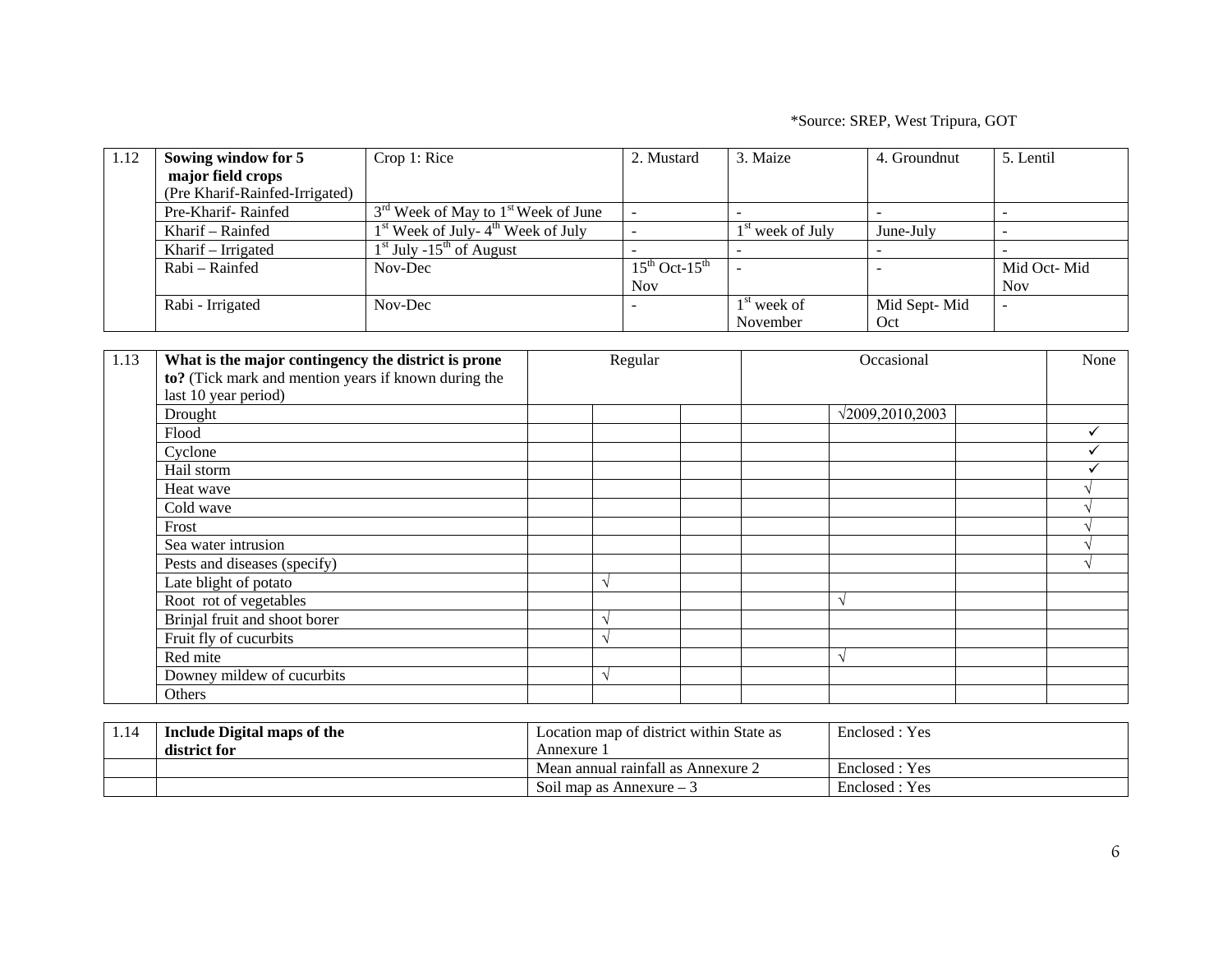*Source: SREP, West Tripura, GOT

| 1.12 | Sowing window for 5 major field crops (Pre Kharif-Rainfed-Irrigated) | Crop 1: Rice | 2. Mustard | 3. Maize | 4. Groundnut | 5. Lentil |
|---|---|---|---|---|---|---|
| | Pre-Kharif- Rainfed | 3rd Week of May to 1st Week of June | - | - | - | - |
| | Kharif – Rainfed | 1st Week of July- 4th Week of July | - | 1st week of July | June-July | - |
| | Kharif – Irrigated | 1st July -15th of August | - | - | - | - |
| | Rabi – Rainfed | Nov-Dec | 15th Oct-15th Nov | - | - | Mid Oct- Mid Nov |
| | Rabi - Irrigated | Nov-Dec | - | 1st week of November | Mid Sept- Mid Oct | - |

| 1.13 | **What is the major contingency the district is prone to?** (Tick mark and mention years if known during the last 10 year period) | Regular | | | Occasional | | | None |
|---|---|---|---|---|---|---|---|---|
| | Drought | | | | | √2009,2010,2003 | | |
| | Flood | | | | | | | ✓ |
| | Cyclone | | | | | | | ✓ |
| | Hail storm | | | | | | | ✓ |
| | Heat wave | | | | | | | √ |
| | Cold wave | | | | | | | √ |
| | Frost | | | | | | | √ |
| | Sea water intrusion | | | | | | | √ |
| | Pests and diseases (specify) | | | | | | | √ |
| | Late blight of potato | | √ | | | | | |
| | Root rot of vegetables | | | | | √ | | |
| | Brinjal fruit and shoot borer | | √ | | | | | |
| | Fruit fly of cucurbits | | √ | | | | | |
| | Red mite | | | | | √ | | |
| | Downey mildew of cucurbits | | √ | | | | | |
| | Others | | | | | | | |

| 1.14 | **Include Digital maps of the district for** | Location map of district within State as Annexure 1 | Enclosed : Yes |
|---|---|---|---|
| | | Mean annual rainfall as Annexure 2 | Enclosed : Yes |
| | | Soil map as Annexure – 3 | Enclosed : Yes |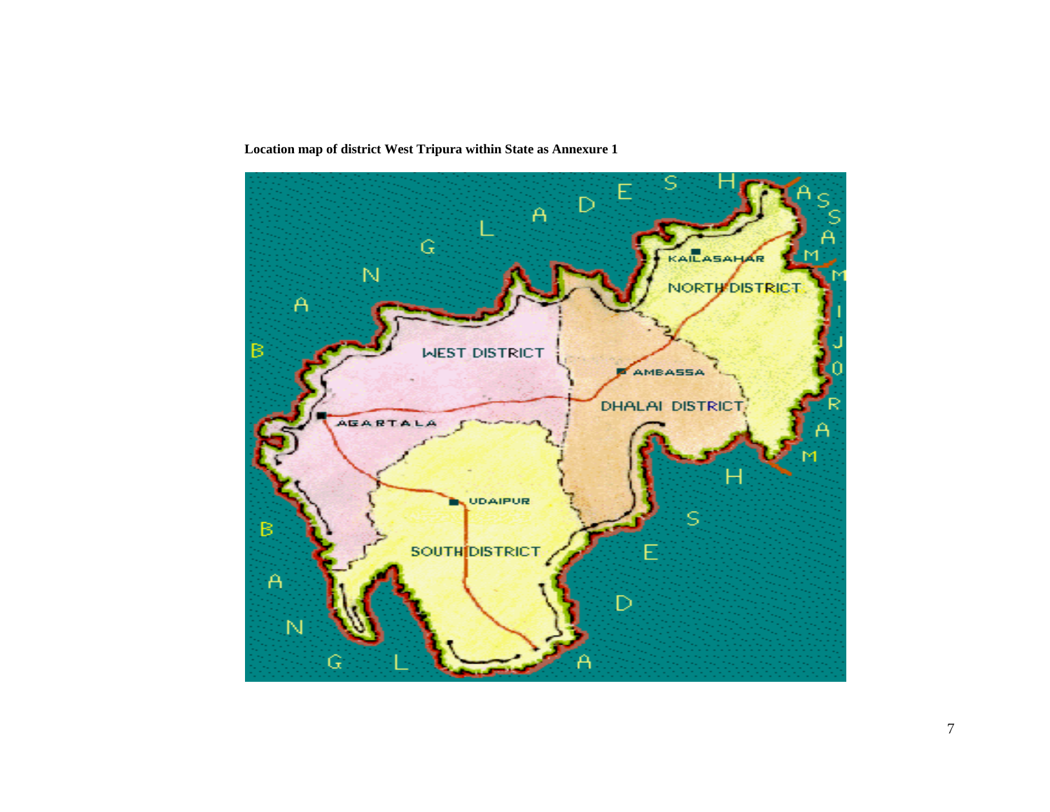**Location map of district West Tripura within State as Annexure 1**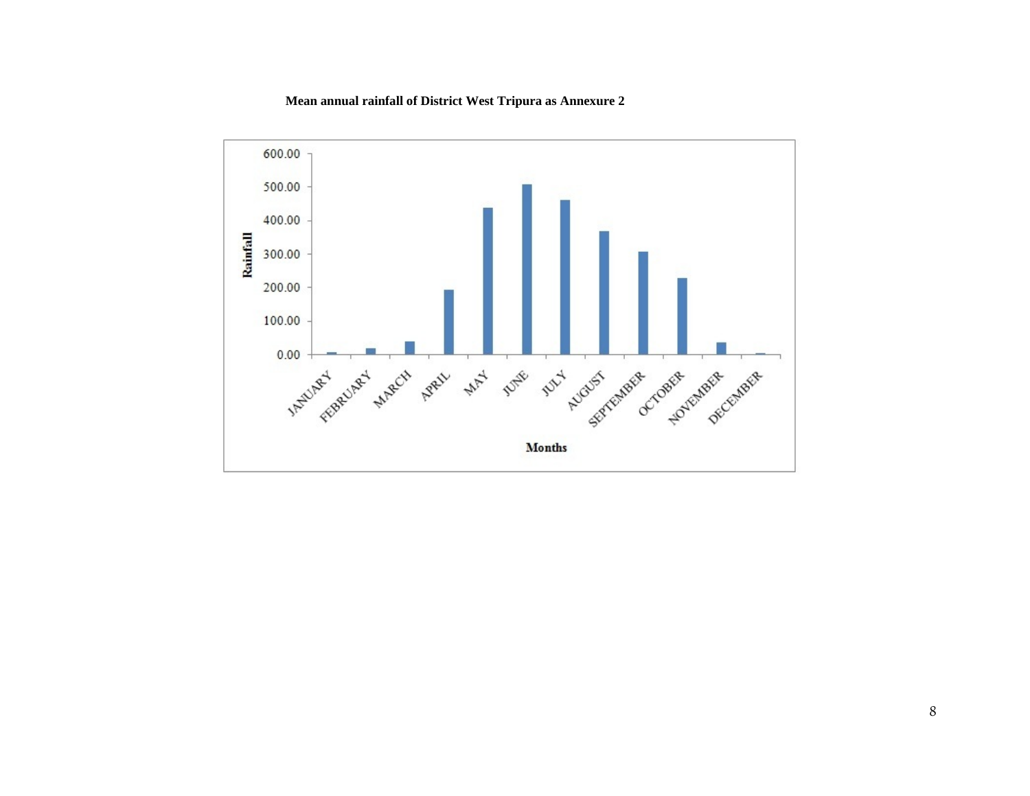**Mean annual rainfall of District West Tripura as Annexure 2**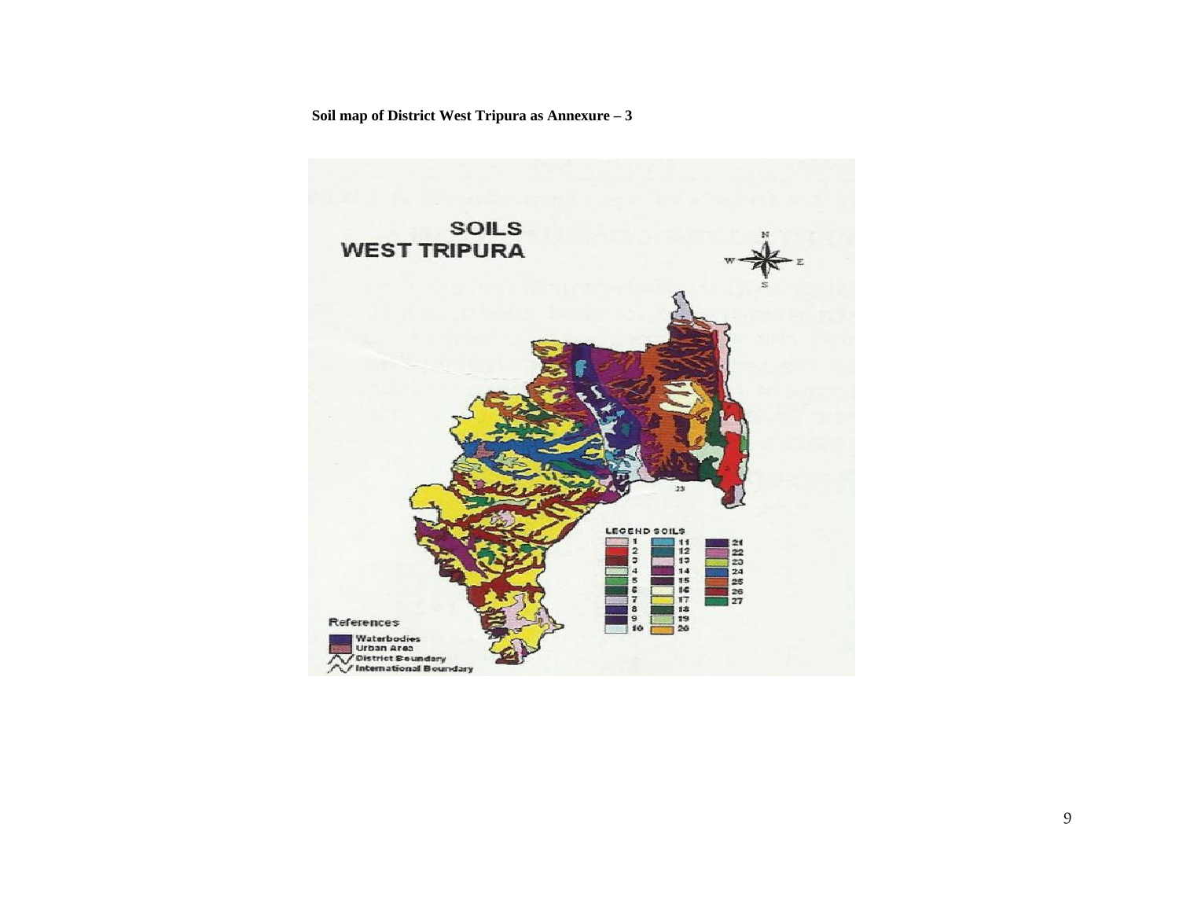**Soil map of District West Tripura as Annexure – 3**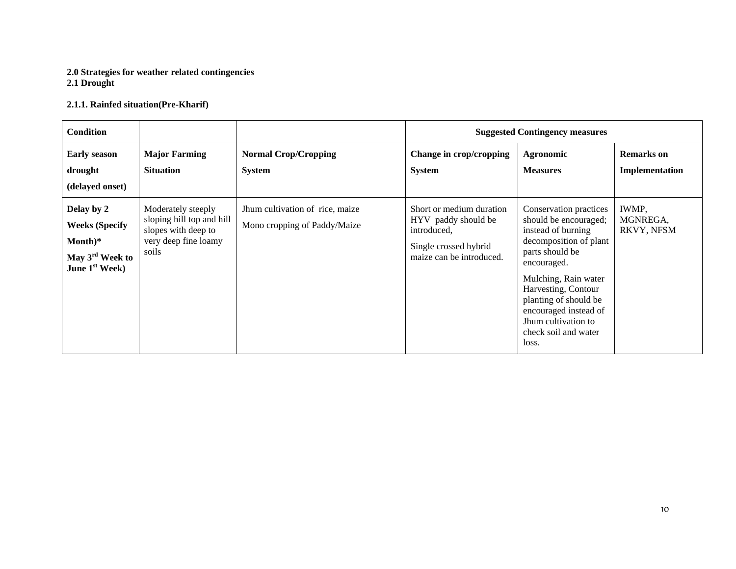**2.0 Strategies for weather related contingencies**
**2.1 Drought**

**2.1.1. Rainfed situation(Pre-Kharif)**

| Condition | | | Suggested Contingency measures | | |
|---|---|---|---|---|---|
| **Early season drought (delayed onset)** | **Major Farming Situation** | **Normal Crop/Cropping System** | **Change in crop/cropping System** | **Agronomic Measures** | **Remarks on Implementation** |
| **Delay by 2 Weeks (Specify Month)* May 3rd Week to June 1st Week)** | Moderately steeply sloping hill top and hill slopes with deep to very deep fine loamy soils | Jhum cultivation of rice, maize<br>Mono cropping of Paddy/Maize | Short or medium duration HYV paddy should be introduced,<br>Single crossed hybrid maize can be introduced. | Conservation practices should be encouraged; instead of burning decomposition of plant parts should be encouraged.<br>Mulching, Rain water Harvesting, Contour planting of should be encouraged instead of Jhum cultivation to check soil and water loss. | IWMP, MGNREGA, RKVY, NFSM |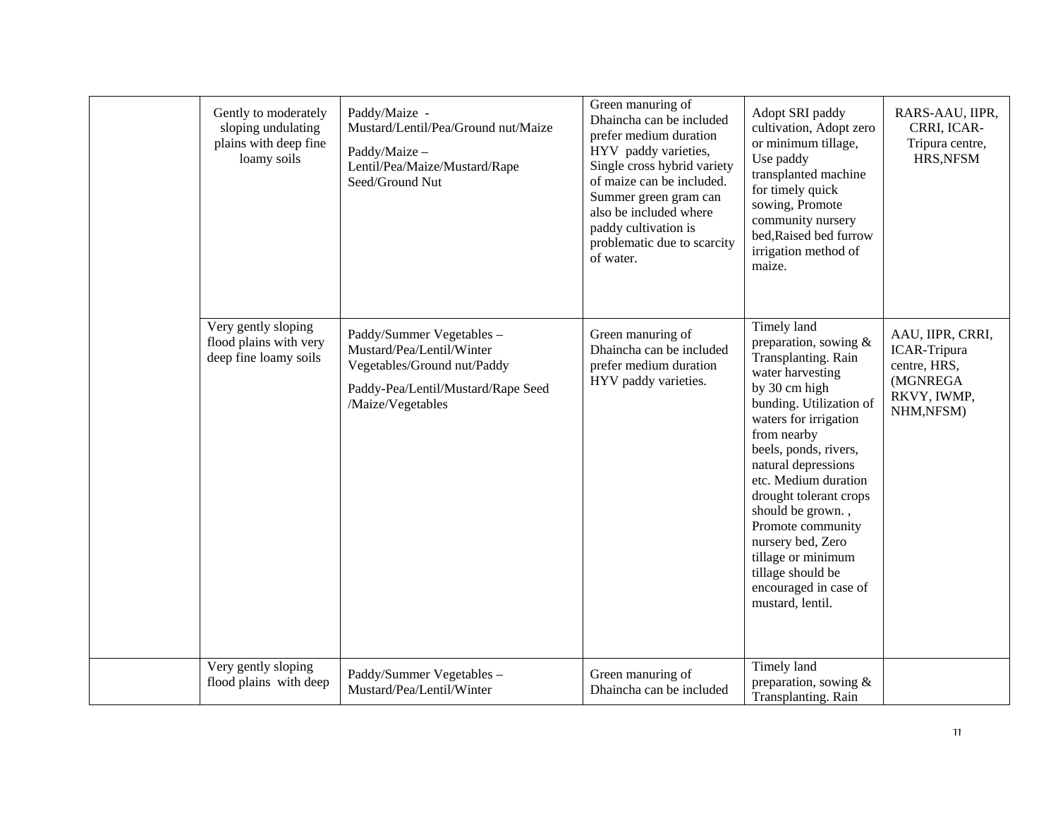| | | | | | |
|---|---|---|---|---|---|
| | Gently to moderately sloping undulating plains with deep fine loamy soils | Paddy/Maize - Mustard/Lentil/Pea/Ground nut/Maize<br>Paddy/Maize – Lentil/Pea/Maize/Mustard/Rape Seed/Ground Nut | Green manuring of Dhaincha can be included prefer medium duration HYV paddy varieties, Single cross hybrid variety of maize can be included. Summer green gram can also be included where paddy cultivation is problematic due to scarcity of water. | Adopt SRI paddy cultivation, Adopt zero or minimum tillage, Use paddy transplanted machine for timely quick sowing, Promote community nursery bed,Raised bed furrow irrigation method of maize. | RARS-AAU, IIPR, CRRI, ICAR-Tripura centre, HRS,NFSM |
| | Very gently sloping flood plains with very deep fine loamy soils | Paddy/Summer Vegetables – Mustard/Pea/Lentil/Winter Vegetables/Ground nut/Paddy<br>Paddy-Pea/Lentil/Mustard/Rape Seed /Maize/Vegetables | Green manuring of Dhaincha can be included prefer medium duration HYV paddy varieties. | Timely land preparation, sowing & Transplanting. Rain water harvesting by 30 cm high bunding. Utilization of waters for irrigation from nearby beels, ponds, rivers, natural depressions etc. Medium duration drought tolerant crops should be grown. , Promote community nursery bed, Zero tillage or minimum tillage should be encouraged in case of mustard, lentil. | AAU, IIPR, CRRI, ICAR-Tripura centre, HRS, (MGNREGA RKVY, IWMP, NHM,NFSM) |
| | Very gently sloping flood plains with deep | Paddy/Summer Vegetables – Mustard/Pea/Lentil/Winter | Green manuring of Dhaincha can be included | Timely land preparation, sowing & Transplanting. Rain | |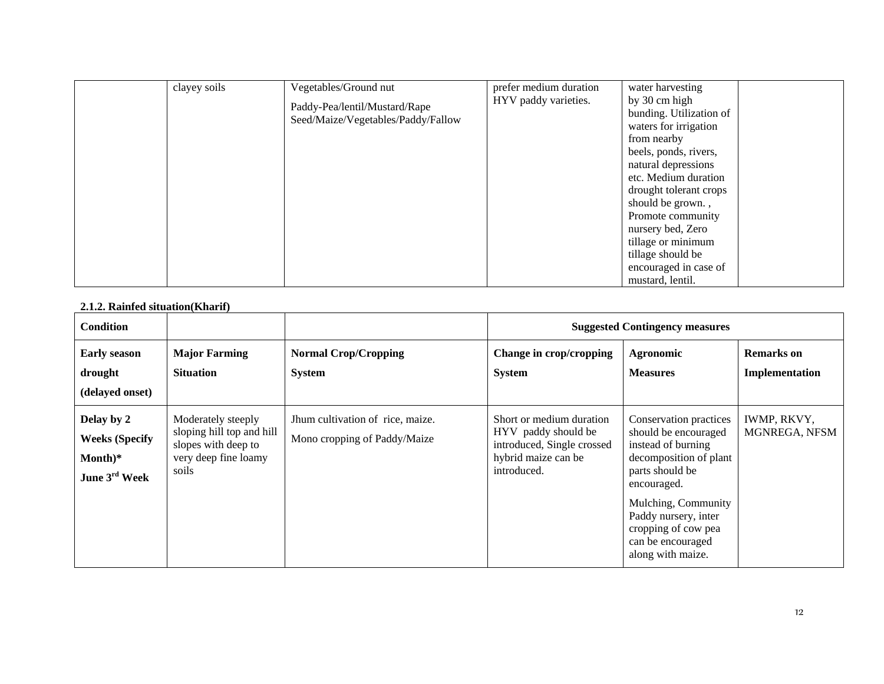| | | | | | |
|---|---|---|---|---|---|
| | clayey soils | Vegetables/Ground nut<br>Paddy-Pea/lentil/Mustard/Rape Seed/Maize/Vegetables/Paddy/Fallow | prefer medium duration HYV paddy varieties. | water harvesting by 30 cm high bunding. Utilization of waters for irrigation from nearby beels, ponds, rivers, natural depressions etc. Medium duration drought tolerant crops should be grown. , Promote community nursery bed, Zero tillage or minimum tillage should be encouraged in case of mustard, lentil. | |

**2.1.2. Rainfed situation(Kharif)**

| Condition | | | Suggested Contingency measures | | |
|---|---|---|---|---|---|
| **Early season drought (delayed onset)** | **Major Farming Situation** | **Normal Crop/Cropping System** | **Change in crop/cropping System** | **Agronomic Measures** | **Remarks on Implementation** |
| **Delay by 2 Weeks (Specify Month)\* June 3rd Week** | Moderately steeply sloping hill top and hill slopes with deep to very deep fine loamy soils | Jhum cultivation of rice, maize.<br>Mono cropping of Paddy/Maize | Short or medium duration HYV paddy should be introduced, Single crossed hybrid maize can be introduced. | Conservation practices should be encouraged instead of burning decomposition of plant parts should be encouraged.<br>Mulching, Community Paddy nursery, inter cropping of cow pea can be encouraged along with maize. | IWMP, RKVY, MGNREGA, NFSM |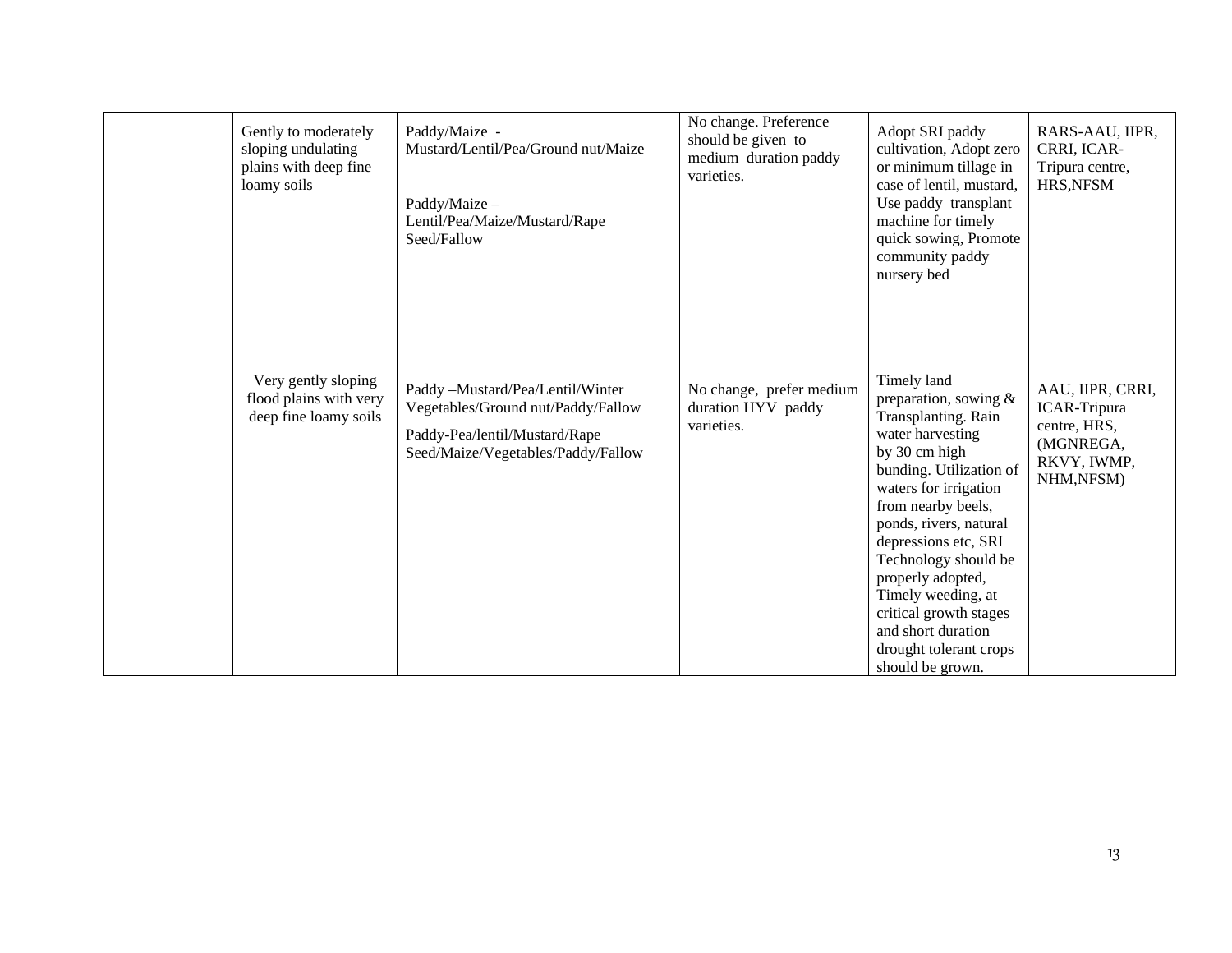| | | | | | |
|---|---|---|---|---|---|
| | Gently to moderately sloping undulating plains with deep fine loamy soils | Paddy/Maize - Mustard/Lentil/Pea/Ground nut/Maize<br><br>Paddy/Maize – Lentil/Pea/Maize/Mustard/Rape Seed/Fallow | No change. Preference should be given to medium duration paddy varieties. | Adopt SRI paddy cultivation, Adopt zero or minimum tillage in case of lentil, mustard, Use paddy transplant machine for timely quick sowing, Promote community paddy nursery bed | RARS-AAU, IIPR, CRRI, ICAR-Tripura centre, HRS,NFSM |
| | Very gently sloping flood plains with very deep fine loamy soils | Paddy –Mustard/Pea/Lentil/Winter Vegetables/Ground nut/Paddy/Fallow<br><br>Paddy-Pea/lentil/Mustard/Rape Seed/Maize/Vegetables/Paddy/Fallow | No change, prefer medium duration HYV paddy varieties. | Timely land preparation, sowing & Transplanting. Rain water harvesting by 30 cm high bunding. Utilization of waters for irrigation from nearby beels, ponds, rivers, natural depressions etc, SRI Technology should be properly adopted, Timely weeding, at critical growth stages and short duration drought tolerant crops should be grown. | AAU, IIPR, CRRI, ICAR-Tripura centre, HRS, (MGNREGA, RKVY, IWMP, NHM,NFSM) |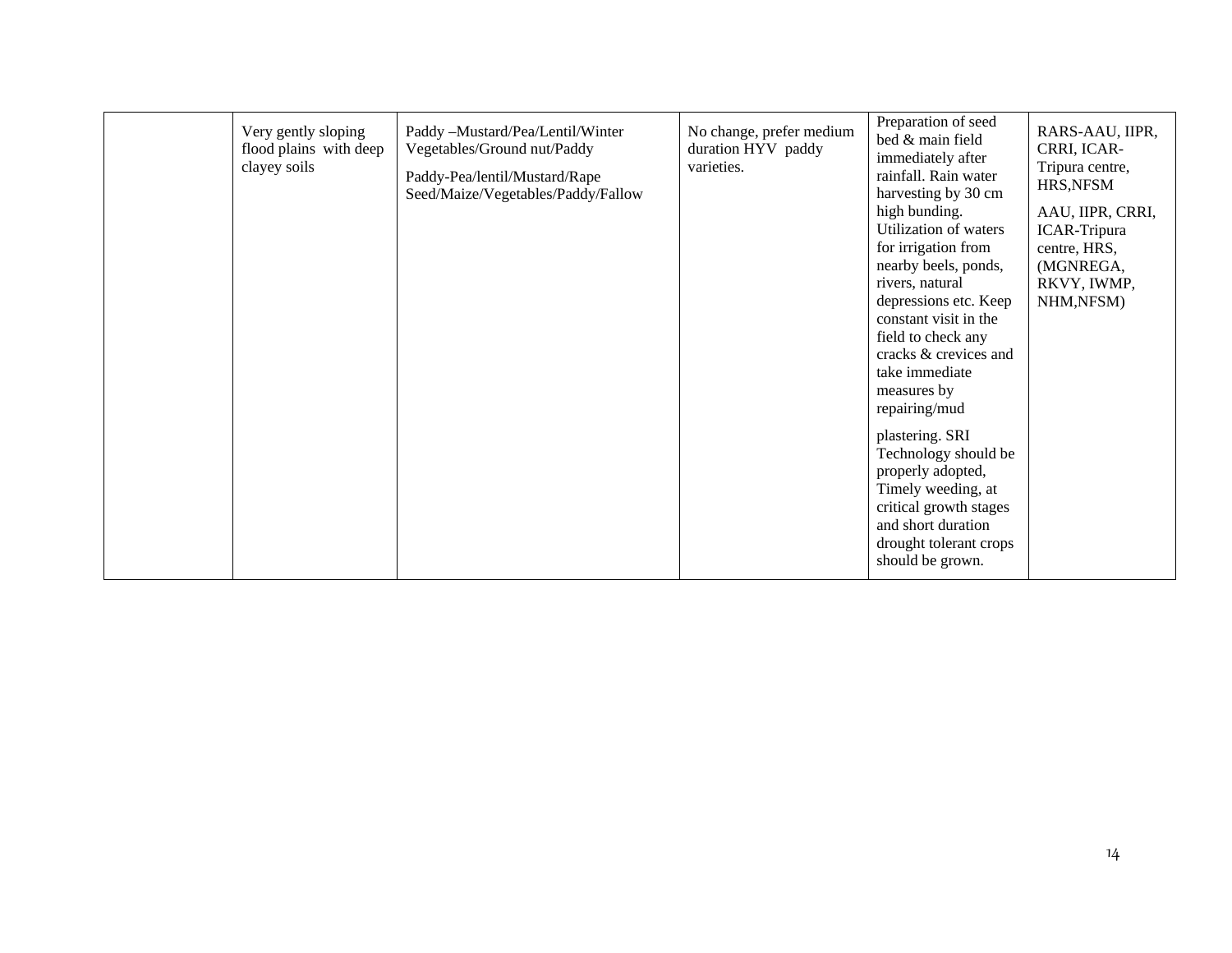| | | | | | |
|---|---|---|---|---|---|
| | Very gently sloping flood plains with deep clayey soils | Paddy –Mustard/Pea/Lentil/Winter Vegetables/Ground nut/Paddy<br>Paddy-Pea/lentil/Mustard/Rape Seed/Maize/Vegetables/Paddy/Fallow | No change, prefer medium duration HYV paddy varieties. | Preparation of seed bed & main field immediately after rainfall. Rain water harvesting by 30 cm high bunding. Utilization of waters for irrigation from nearby beels, ponds, rivers, natural depressions etc. Keep constant visit in the field to check any cracks & crevices and take immediate measures by repairing/mud plastering. SRI Technology should be properly adopted, Timely weeding, at critical growth stages and short duration drought tolerant crops should be grown. | RARS-AAU, IIPR, CRRI, ICAR-Tripura centre, HRS,NFSM<br>AAU, IIPR, CRRI, ICAR-Tripura centre, HRS, (MGNREGA, RKVY, IWMP, NHM,NFSM) |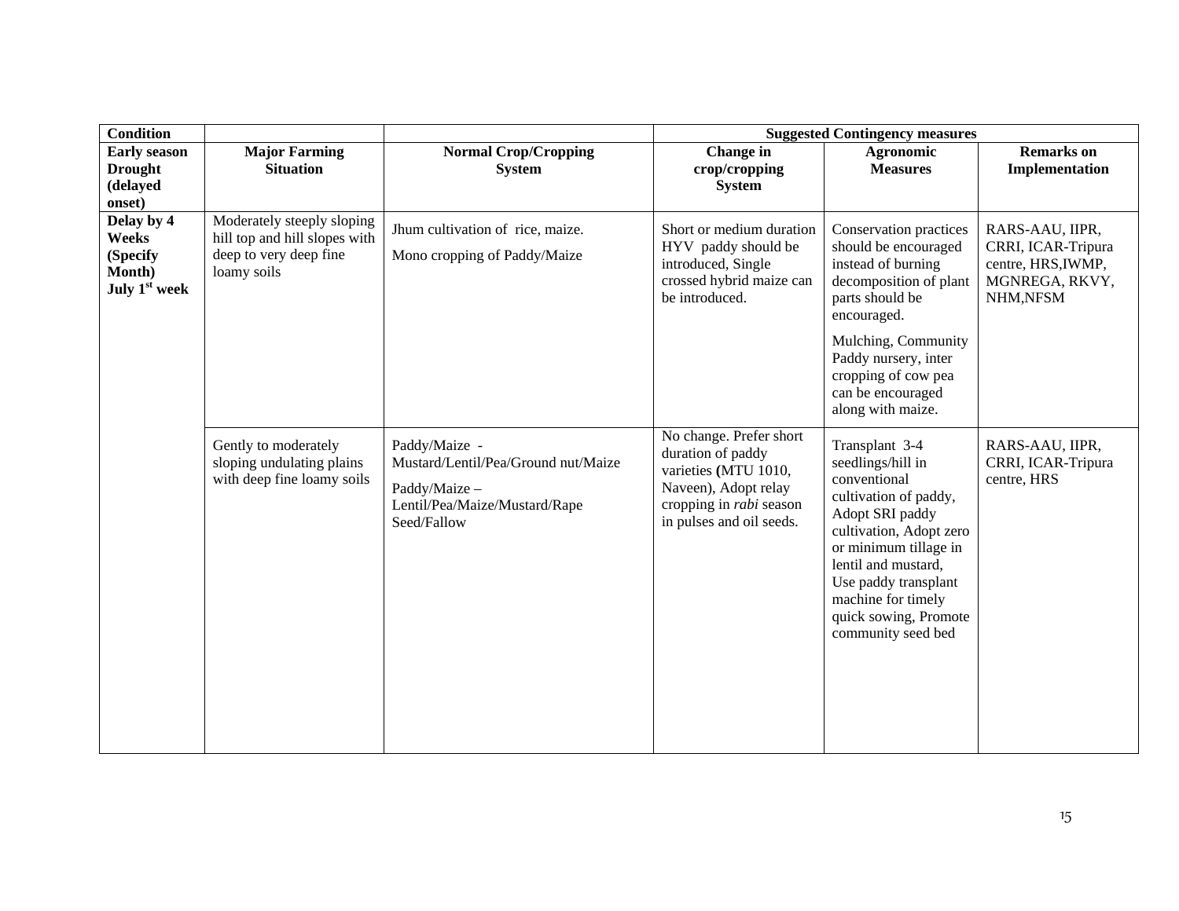| Condition | | | Suggested Contingency measures | | |
|---|---|---|---|---|---|
| **Early season Drought (delayed onset)** | **Major Farming Situation** | **Normal Crop/Cropping System** | **Change in crop/cropping System** | **Agronomic Measures** | **Remarks on Implementation** |
| **Delay by 4 Weeks (Specify Month) July 1st week** | Moderately steeply sloping hill top and hill slopes with deep to very deep fine loamy soils | Jhum cultivation of rice, maize.<br>Mono cropping of Paddy/Maize | Short or medium duration HYV paddy should be introduced, Single crossed hybrid maize can be introduced. | Conservation practices should be encouraged instead of burning decomposition of plant parts should be encouraged.<br>Mulching, Community Paddy nursery, inter cropping of cow pea can be encouraged along with maize. | RARS-AAU, IIPR, CRRI, ICAR-Tripura centre, HRS,IWMP, MGNREGA, RKVY, NHM,NFSM |
| | Gently to moderately sloping undulating plains with deep fine loamy soils | Paddy/Maize - Mustard/Lentil/Pea/Ground nut/Maize<br>Paddy/Maize – Lentil/Pea/Maize/Mustard/Rape Seed/Fallow | No change. Prefer short duration of paddy varieties **(**MTU 1010, Naveen), Adopt relay cropping in *rabi* season in pulses and oil seeds. | Transplant 3-4 seedlings/hill in conventional cultivation of paddy, Adopt SRI paddy cultivation, Adopt zero or minimum tillage in lentil and mustard, Use paddy transplant machine for timely quick sowing, Promote community seed bed | RARS-AAU, IIPR, CRRI, ICAR-Tripura centre, HRS |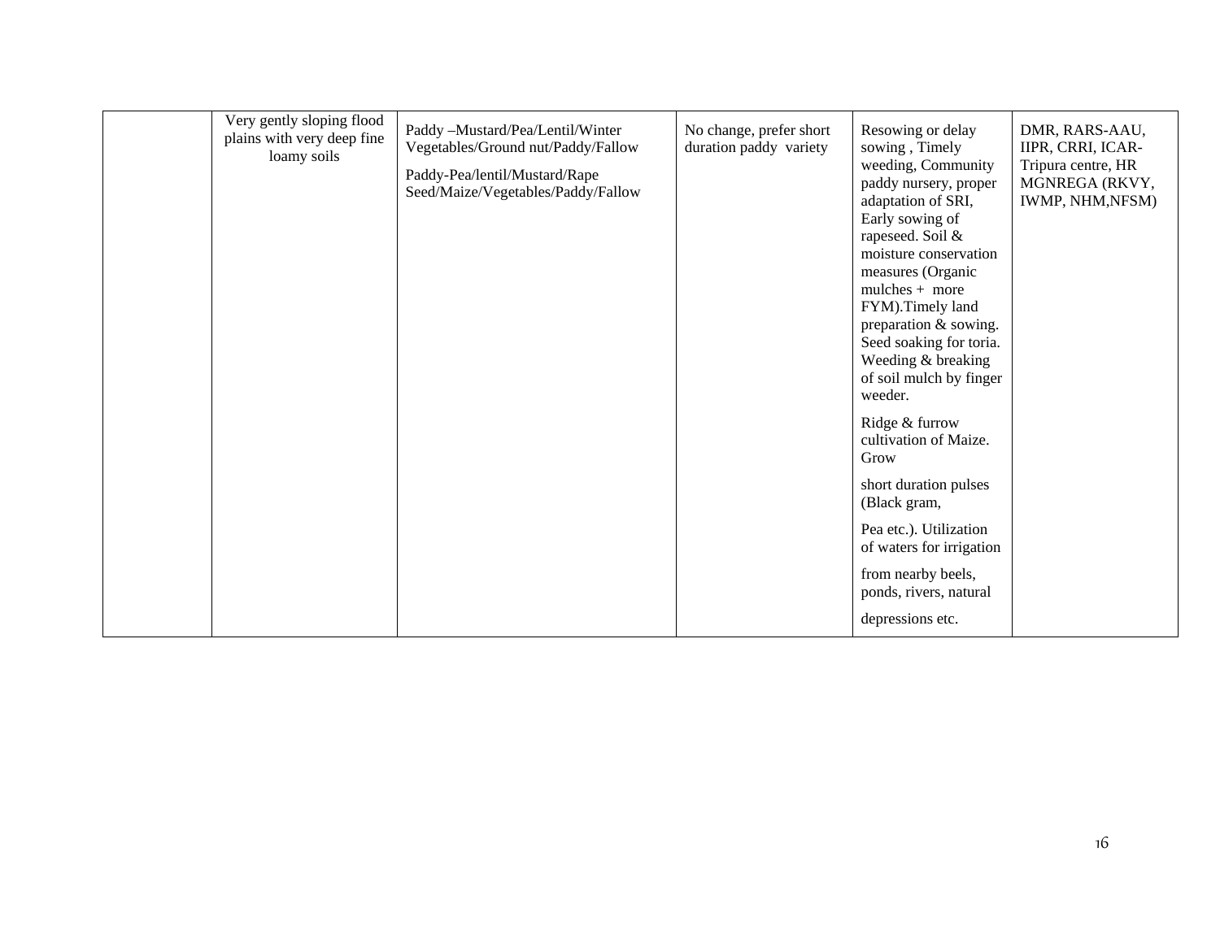|  | Very gently sloping flood plains with very deep fine loamy soils | Paddy –Mustard/Pea/Lentil/Winter Vegetables/Ground nut/Paddy/Fallow<br><br>Paddy-Pea/lentil/Mustard/Rape Seed/Maize/Vegetables/Paddy/Fallow | No change, prefer short duration paddy variety | Resowing or delay sowing , Timely weeding, Community paddy nursery, proper adaptation of SRI, Early sowing of rapeseed. Soil & moisture conservation measures (Organic mulches + more FYM).Timely land preparation & sowing. Seed soaking for toria. Weeding & breaking of soil mulch by finger weeder.<br><br>Ridge & furrow cultivation of Maize. Grow<br><br>short duration pulses (Black gram,<br><br>Pea etc.). Utilization of waters for irrigation<br><br>from nearby beels, ponds, rivers, natural<br><br>depressions etc. | DMR, RARS-AAU, IIPR, CRRI, ICAR-Tripura centre, HR MGNREGA (RKVY, IWMP, NHM,NFSM) |
|---|---|---|---|---|---|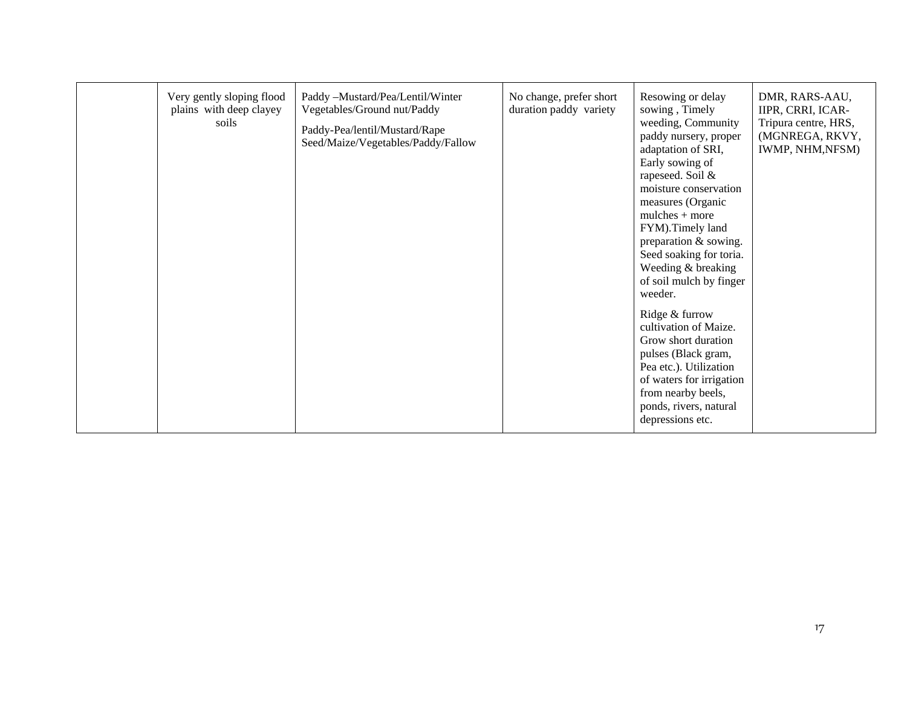| | | | | | |
|---|---|---|---|---|---|
| | Very gently sloping flood plains with deep clayey soils | Paddy –Mustard/Pea/Lentil/Winter Vegetables/Ground nut/Paddy<br><br>Paddy-Pea/lentil/Mustard/Rape Seed/Maize/Vegetables/Paddy/Fallow | No change, prefer short duration paddy variety | Resowing or delay sowing , Timely weeding, Community paddy nursery, proper adaptation of SRI, Early sowing of rapeseed. Soil & moisture conservation measures (Organic mulches + more FYM).Timely land preparation & sowing. Seed soaking for toria. Weeding & breaking of soil mulch by finger weeder.<br><br>Ridge & furrow cultivation of Maize. Grow short duration pulses (Black gram, Pea etc.). Utilization of waters for irrigation from nearby beels, ponds, rivers, natural depressions etc. | DMR, RARS-AAU, IIPR, CRRI, ICAR-Tripura centre, HRS, (MGNREGA, RKVY, IWMP, NHM,NFSM) |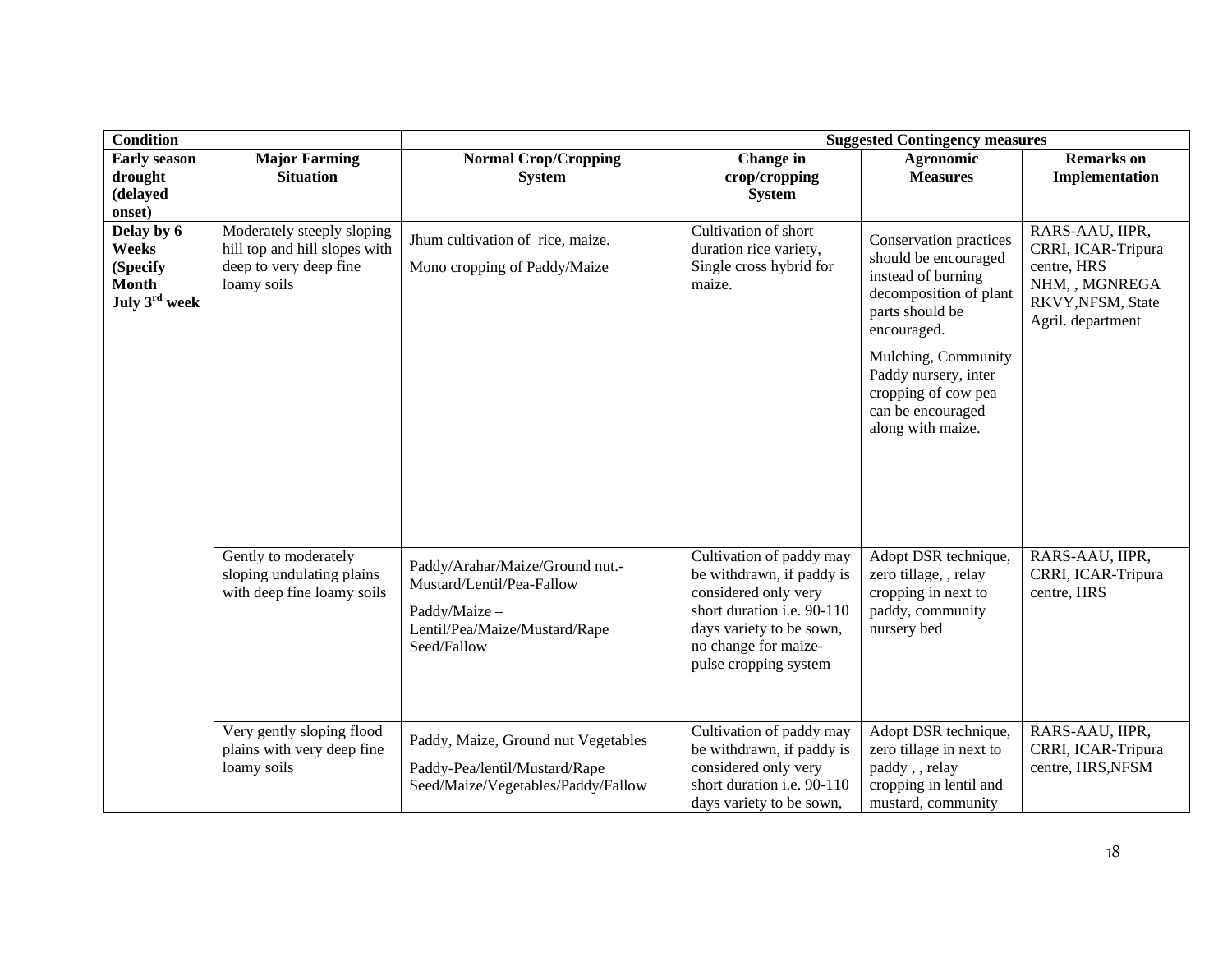| Condition | | | Suggested Contingency measures | | |
|---|---|---|---|---|---|
| **Early season drought (delayed onset)** | **Major Farming Situation** | **Normal Crop/Cropping System** | **Change in crop/cropping System** | **Agronomic Measures** | **Remarks on Implementation** |
| **Delay by 6 Weeks (Specify Month July 3rd week** | Moderately steeply sloping hill top and hill slopes with deep to very deep fine loamy soils | Jhum cultivation of rice, maize. Mono cropping of Paddy/Maize | Cultivation of short duration rice variety, Single cross hybrid for maize. | Conservation practices should be encouraged instead of burning decomposition of plant parts should be encouraged. Mulching, Community Paddy nursery, inter cropping of cow pea can be encouraged along with maize. | RARS-AAU, IIPR, CRRI, ICAR-Tripura centre, HRS NHM, , MGNREGA RKVY,NFSM, State Agril. department |
| | Gently to moderately sloping undulating plains with deep fine loamy soils | Paddy/Arahar/Maize/Ground nut.-Mustard/Lentil/Pea-Fallow Paddy/Maize – Lentil/Pea/Maize/Mustard/Rape Seed/Fallow | Cultivation of paddy may be withdrawn, if paddy is considered only very short duration i.e. 90-110 days variety to be sown, no change for maize-pulse cropping system | Adopt DSR technique, zero tillage, , relay cropping in next to paddy, community nursery bed | RARS-AAU, IIPR, CRRI, ICAR-Tripura centre, HRS |
| | Very gently sloping flood plains with very deep fine loamy soils | Paddy, Maize, Ground nut Vegetables Paddy-Pea/lentil/Mustard/Rape Seed/Maize/Vegetables/Paddy/Fallow | Cultivation of paddy may be withdrawn, if paddy is considered only very short duration i.e. 90-110 days variety to be sown, | Adopt DSR technique, zero tillage in next to paddy , , relay cropping in lentil and mustard, community | RARS-AAU, IIPR, CRRI, ICAR-Tripura centre, HRS,NFSM |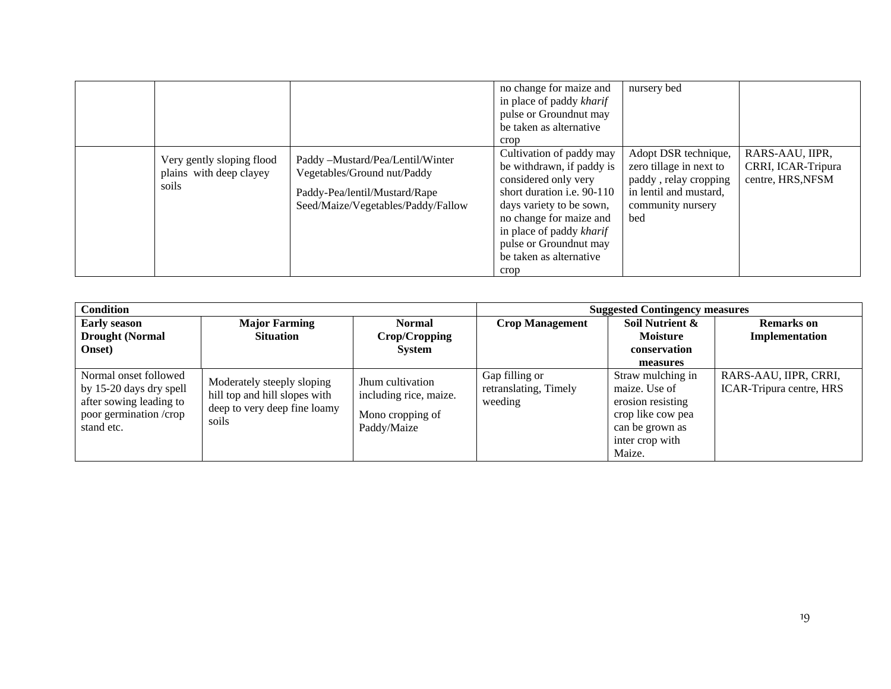| | | | | | |
|---|---|---|---|---|---|
| | | | no change for maize and in place of paddy *kharif* pulse or Groundnut may be taken as alternative crop | nursery bed | |
| | Very gently sloping flood plains with deep clayey soils | Paddy –Mustard/Pea/Lentil/Winter Vegetables/Ground nut/Paddy<br>Paddy-Pea/lentil/Mustard/Rape Seed/Maize/Vegetables/Paddy/Fallow | Cultivation of paddy may be withdrawn, if paddy is considered only very short duration i.e. 90-110 days variety to be sown, no change for maize and in place of paddy *kharif* pulse or Groundnut may be taken as alternative crop | Adopt DSR technique, zero tillage in next to paddy , relay cropping in lentil and mustard, community nursery bed | RARS-AAU, IIPR, CRRI, ICAR-Tripura centre, HRS,NFSM |

| **Condition** | | | **Suggested Contingency measures** | | |
|---|---|---|---|---|---|
| **Early season Drought (Normal Onset)** | **Major Farming Situation** | **Normal Crop/Cropping System** | **Crop Management** | **Soil Nutrient & Moisture conservation measures** | **Remarks on Implementation** |
| Normal onset followed by 15-20 days dry spell after sowing leading to poor germination /crop stand etc. | Moderately steeply sloping hill top and hill slopes with deep to very deep fine loamy soils | Jhum cultivation including rice, maize.<br>Mono cropping of Paddy/Maize | Gap filling or retranslating, Timely weeding | Straw mulching in maize. Use of erosion resisting crop like cow pea can be grown as inter crop with Maize. | RARS-AAU, IIPR, CRRI, ICAR-Tripura centre, HRS |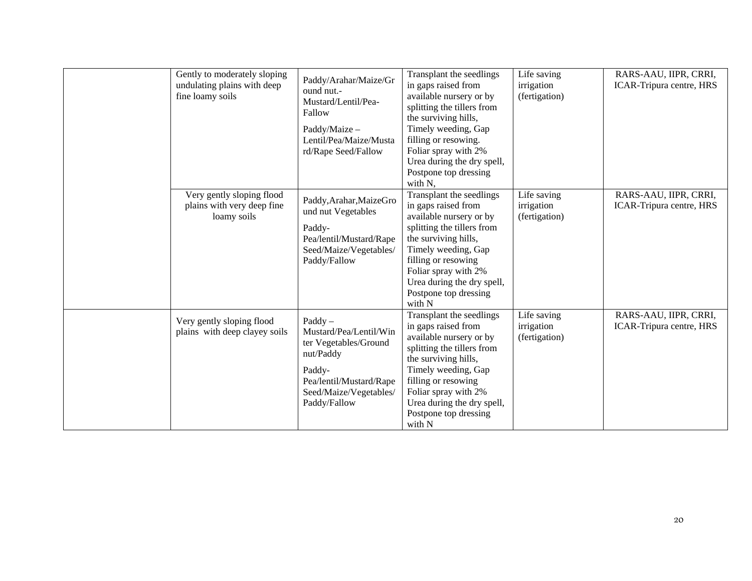| | | | | | |
|---|---|---|---|---|---|
| | Gently to moderately sloping undulating plains with deep fine loamy soils | Paddy/Arahar/Maize/Ground nut.-Mustard/Lentil/Pea-Fallow<br><br>Paddy/Maize – Lentil/Pea/Maize/Mustard/Rape Seed/Fallow | Transplant the seedlings in gaps raised from available nursery or by splitting the tillers from the surviving hills, Timely weeding, Gap filling or resowing. Foliar spray with 2% Urea during the dry spell, Postpone top dressing with N, | Life saving irrigation (fertigation) | RARS-AAU, IIPR, CRRI, ICAR-Tripura centre, HRS |
| | Very gently sloping flood plains with very deep fine loamy soils | Paddy,Arahar,MaizeGround nut Vegetables<br><br>Paddy-Pea/lentil/Mustard/Rape Seed/Maize/Vegetables/Paddy/Fallow | Transplant the seedlings in gaps raised from available nursery or by splitting the tillers from the surviving hills, Timely weeding, Gap filling or resowing Foliar spray with 2% Urea during the dry spell, Postpone top dressing with N | Life saving irrigation (fertigation) | RARS-AAU, IIPR, CRRI, ICAR-Tripura centre, HRS |
| | Very gently sloping flood plains with deep clayey soils | Paddy – Mustard/Pea/Lentil/Winter Vegetables/Ground nut/Paddy<br><br>Paddy-Pea/lentil/Mustard/Rape Seed/Maize/Vegetables/Paddy/Fallow | Transplant the seedlings in gaps raised from available nursery or by splitting the tillers from the surviving hills, Timely weeding, Gap filling or resowing Foliar spray with 2% Urea during the dry spell, Postpone top dressing with N | Life saving irrigation (fertigation) | RARS-AAU, IIPR, CRRI, ICAR-Tripura centre, HRS |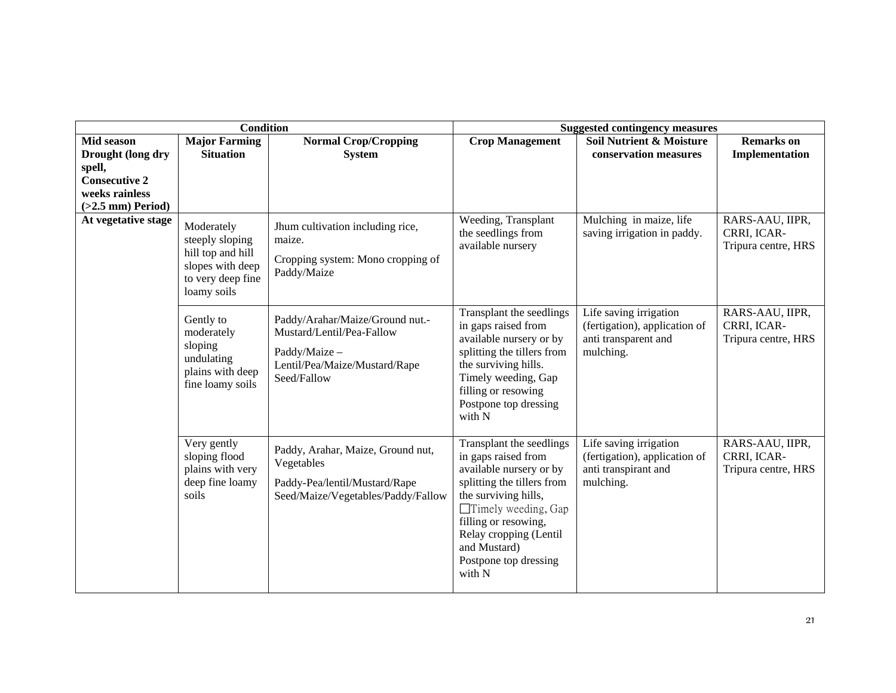| Condition | | | Suggested contingency measures | | |
|---|---|---|---|---|---|
| **Mid season Drought (long dry spell, Consecutive 2 weeks rainless (>2.5 mm) Period)** | **Major Farming Situation** | **Normal Crop/Cropping System** | **Crop Management** | **Soil Nutrient & Moisture conservation measures** | **Remarks on Implementation** |
| **At vegetative stage** | Moderately steeply sloping hill top and hill slopes with deep to very deep fine loamy soils | Jhum cultivation including rice, maize.<br>Cropping system: Mono cropping of Paddy/Maize | Weeding, Transplant the seedlings from available nursery | Mulching in maize, life saving irrigation in paddy. | RARS-AAU, IIPR, CRRI, ICAR-Tripura centre, HRS |
| | Gently to moderately sloping undulating plains with deep fine loamy soils | Paddy/Arahar/Maize/Ground nut.-Mustard/Lentil/Pea-Fallow<br>Paddy/Maize – Lentil/Pea/Maize/Mustard/Rape Seed/Fallow | Transplant the seedlings in gaps raised from available nursery or by splitting the tillers from the surviving hills. Timely weeding, Gap filling or resowing Postpone top dressing with N | Life saving irrigation (fertigation), application of anti transparent and mulching. | RARS-AAU, IIPR, CRRI, ICAR-Tripura centre, HRS |
| | Very gently sloping flood plains with very deep fine loamy soils | Paddy, Arahar, Maize, Ground nut, Vegetables<br>Paddy-Pea/lentil/Mustard/Rape Seed/Maize/Vegetables/Paddy/Fallow | Transplant the seedlings in gaps raised from available nursery or by splitting the tillers from the surviving hills, Timely weeding, Gap filling or resowing, Relay cropping (Lentil and Mustard) Postpone top dressing with N | Life saving irrigation (fertigation), application of anti transpirant and mulching. | RARS-AAU, IIPR, CRRI, ICAR-Tripura centre, HRS |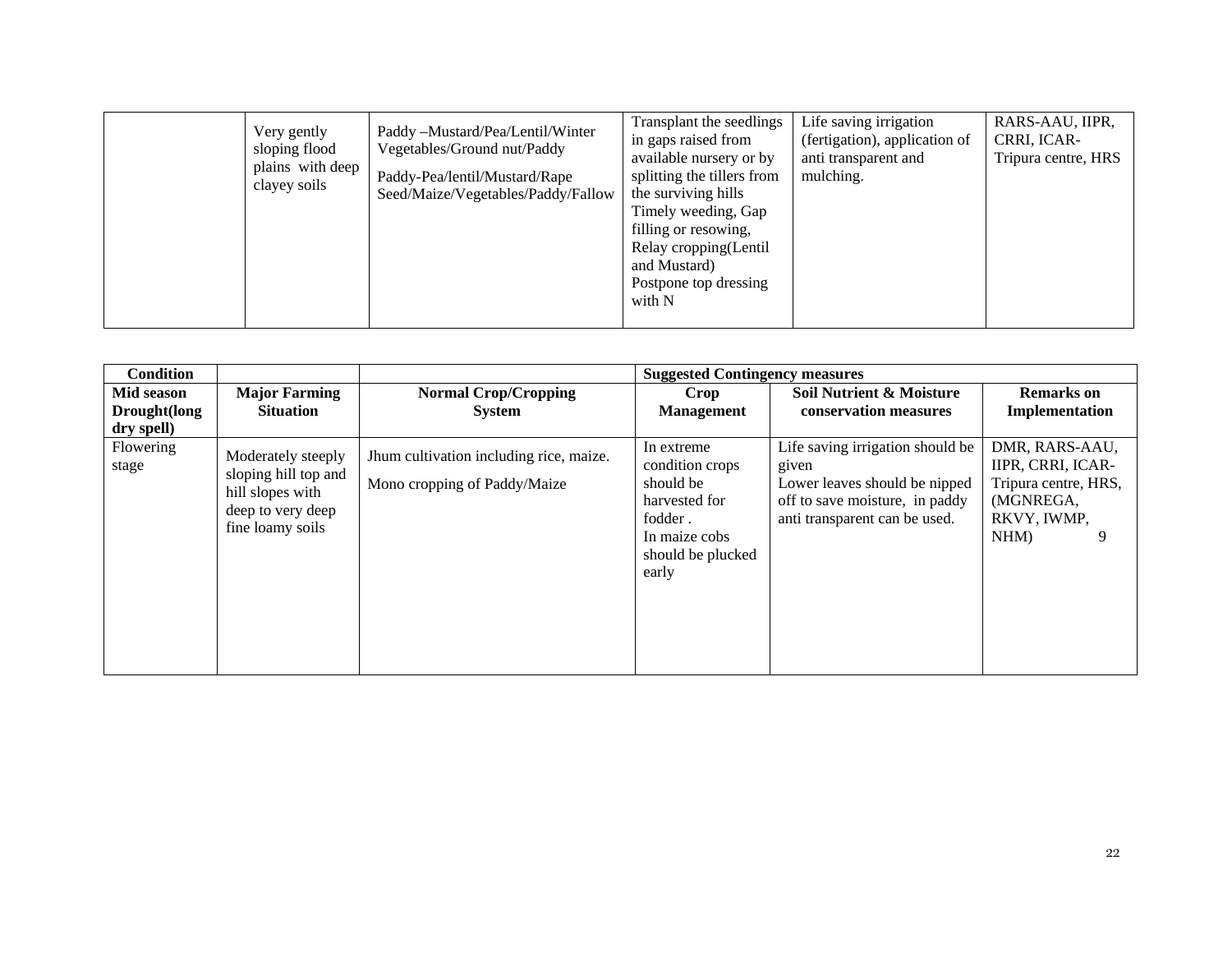|  | Very gently sloping flood plains with deep clayey soils | Paddy –Mustard/Pea/Lentil/Winter Vegetables/Ground nut/Paddy<br>Paddy-Pea/lentil/Mustard/Rape Seed/Maize/Vegetables/Paddy/Fallow | Transplant the seedlings in gaps raised from available nursery or by splitting the tillers from the surviving hills<br>Timely weeding, Gap filling or resowing,<br>Relay cropping(Lentil and Mustard)<br>Postpone top dressing with N | Life saving irrigation (fertigation), application of anti transparent and mulching. | RARS-AAU, IIPR, CRRI, ICAR-Tripura centre, HRS |
|---|---|---|---|---|---|

| Condition | | | Suggested Contingency measures | | |
|---|---|---|---|---|---|
| Mid season Drought(long dry spell) | Major Farming Situation | Normal Crop/Cropping System | Crop Management | Soil Nutrient & Moisture conservation measures | Remarks on Implementation |
| Flowering stage | Moderately steeply sloping hill top and hill slopes with deep to very deep fine loamy soils | Jhum cultivation including rice, maize.<br>Mono cropping of Paddy/Maize | In extreme condition crops should be harvested for fodder .<br>In maize cobs should be plucked early | Life saving irrigation should be given<br>Lower leaves should be nipped off to save moisture, in paddy anti transparent can be used. | DMR, RARS-AAU, IIPR, CRRI, ICAR-Tripura centre, HRS, (MGNREGA, RKVY, IWMP, NHM) 9 |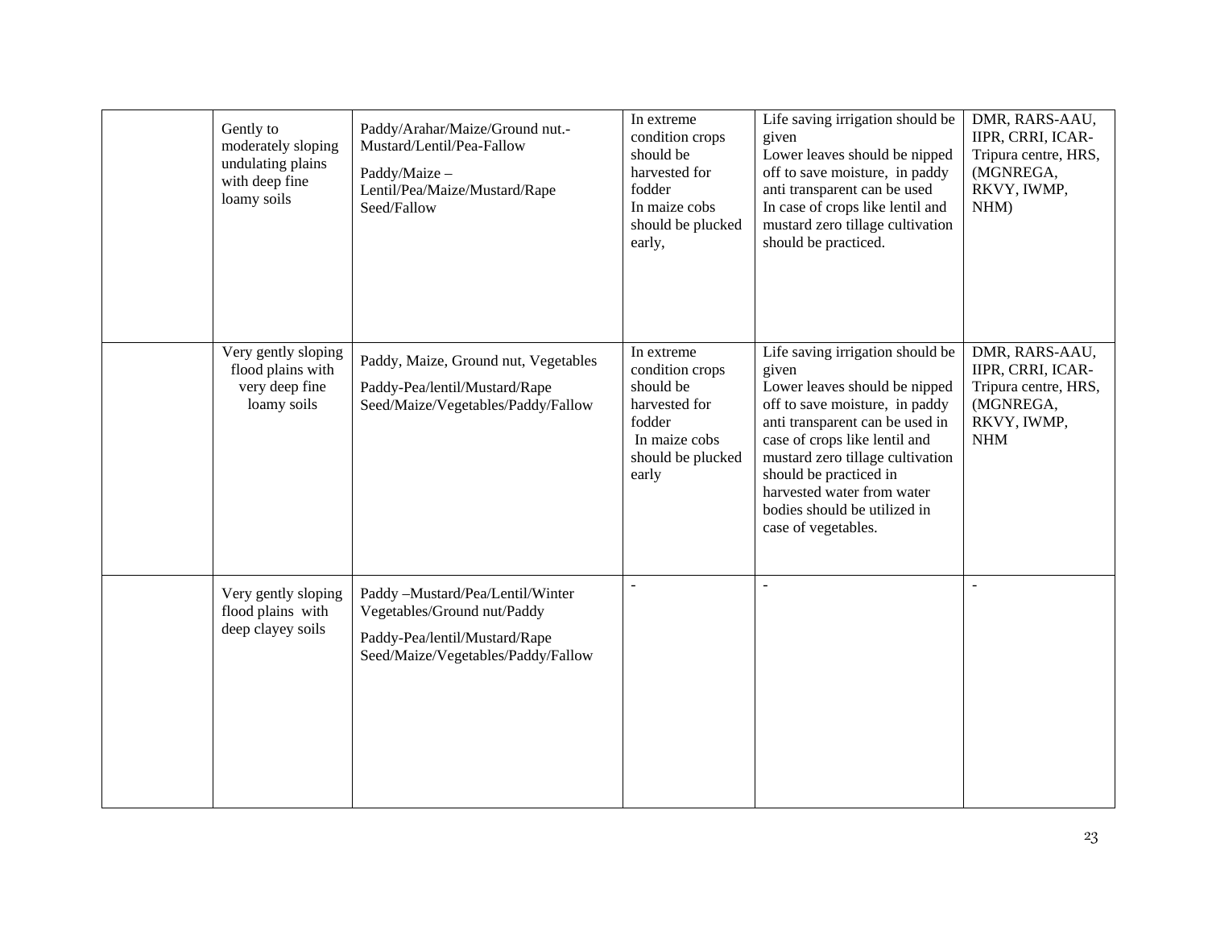| | | | | | |
|---|---|---|---|---|---|
| | Gently to moderately sloping undulating plains with deep fine loamy soils | Paddy/Arahar/Maize/Ground nut.-Mustard/Lentil/Pea-Fallow<br><br>Paddy/Maize – Lentil/Pea/Maize/Mustard/Rape Seed/Fallow | In extreme condition crops should be harvested for fodder<br>In maize cobs should be plucked early, | Life saving irrigation should be given<br>Lower leaves should be nipped off to save moisture, in paddy anti transparent can be used<br>In case of crops like lentil and mustard zero tillage cultivation should be practiced. | DMR, RARS-AAU, IIPR, CRRI, ICAR-Tripura centre, HRS, (MGNREGA, RKVY, IWMP, NHM) |
| | Very gently sloping flood plains with very deep fine loamy soils | Paddy, Maize, Ground nut, Vegetables<br><br>Paddy-Pea/lentil/Mustard/Rape Seed/Maize/Vegetables/Paddy/Fallow | In extreme condition crops should be harvested for fodder<br>In maize cobs should be plucked early | Life saving irrigation should be given<br>Lower leaves should be nipped off to save moisture, in paddy anti transparent can be used in case of crops like lentil and mustard zero tillage cultivation should be practiced in harvested water from water bodies should be utilized in case of vegetables. | DMR, RARS-AAU, IIPR, CRRI, ICAR-Tripura centre, HRS, (MGNREGA, RKVY, IWMP, NHM |
| | Very gently sloping flood plains with deep clayey soils | Paddy –Mustard/Pea/Lentil/Winter Vegetables/Ground nut/Paddy<br><br>Paddy-Pea/lentil/Mustard/Rape Seed/Maize/Vegetables/Paddy/Fallow | - | - | - |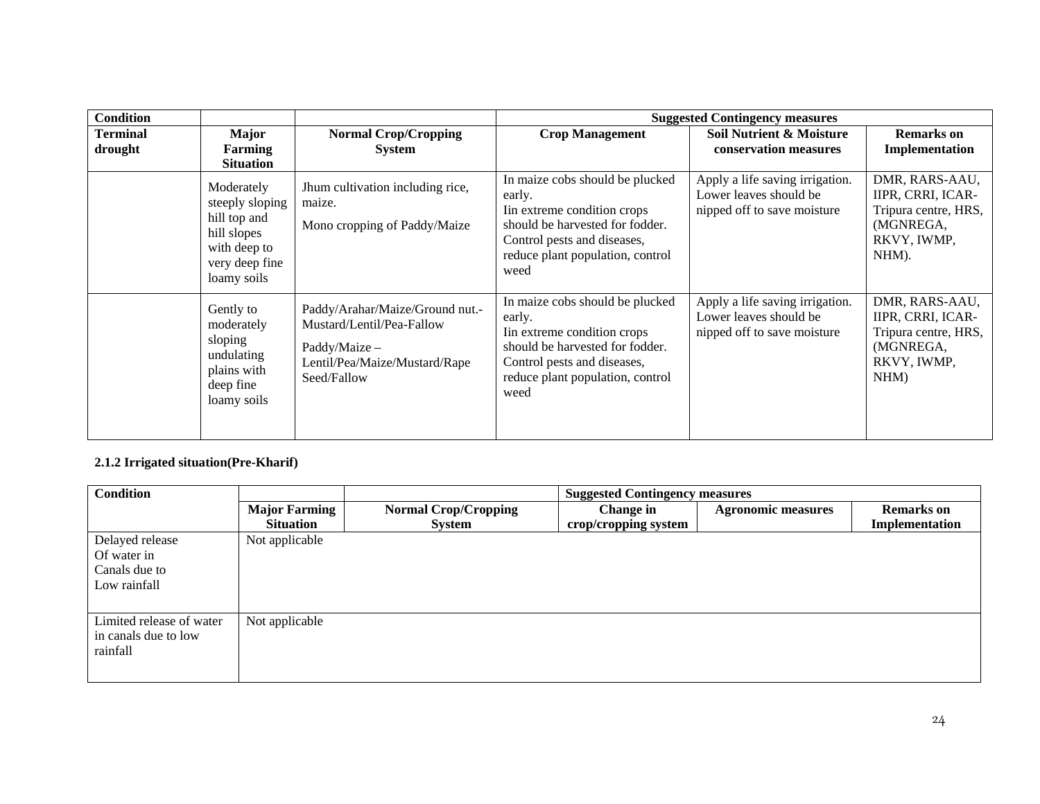| Condition | | | Suggested Contingency measures | | |
|---|---|---|---|---|---|
| Terminal drought | Major Farming Situation | Normal Crop/Cropping System | Crop Management | Soil Nutrient & Moisture conservation measures | Remarks on Implementation |
| | Moderately steeply sloping hill top and hill slopes with deep to very deep fine loamy soils | Jhum cultivation including rice, maize.<br>Mono cropping of Paddy/Maize | In maize cobs should be plucked early.<br>Iin extreme condition crops should be harvested for fodder. Control pests and diseases, reduce plant population, control weed | Apply a life saving irrigation. Lower leaves should be nipped off to save moisture | DMR, RARS-AAU, IIPR, CRRI, ICAR-Tripura centre, HRS, (MGNREGA, RKVY, IWMP, NHM). |
| | Gently to moderately sloping undulating plains with deep fine loamy soils | Paddy/Arahar/Maize/Ground nut.-Mustard/Lentil/Pea-Fallow<br>Paddy/Maize – Lentil/Pea/Maize/Mustard/Rape Seed/Fallow | In maize cobs should be plucked early.<br>Iin extreme condition crops should be harvested for fodder. Control pests and diseases, reduce plant population, control weed | Apply a life saving irrigation. Lower leaves should be nipped off to save moisture | DMR, RARS-AAU, IIPR, CRRI, ICAR-Tripura centre, HRS, (MGNREGA, RKVY, IWMP, NHM) |

### 2.1.2 Irrigated situation(Pre-Kharif)

| Condition | | | Suggested Contingency measures | | |
|---|---|---|---|---|---|
| | Major Farming Situation | Normal Crop/Cropping System | Change in crop/cropping system | Agronomic measures | Remarks on Implementation |
| Delayed release Of water in Canals due to Low rainfall | Not applicable | | | | |
| Limited release of water in canals due to low rainfall | Not applicable | | | | |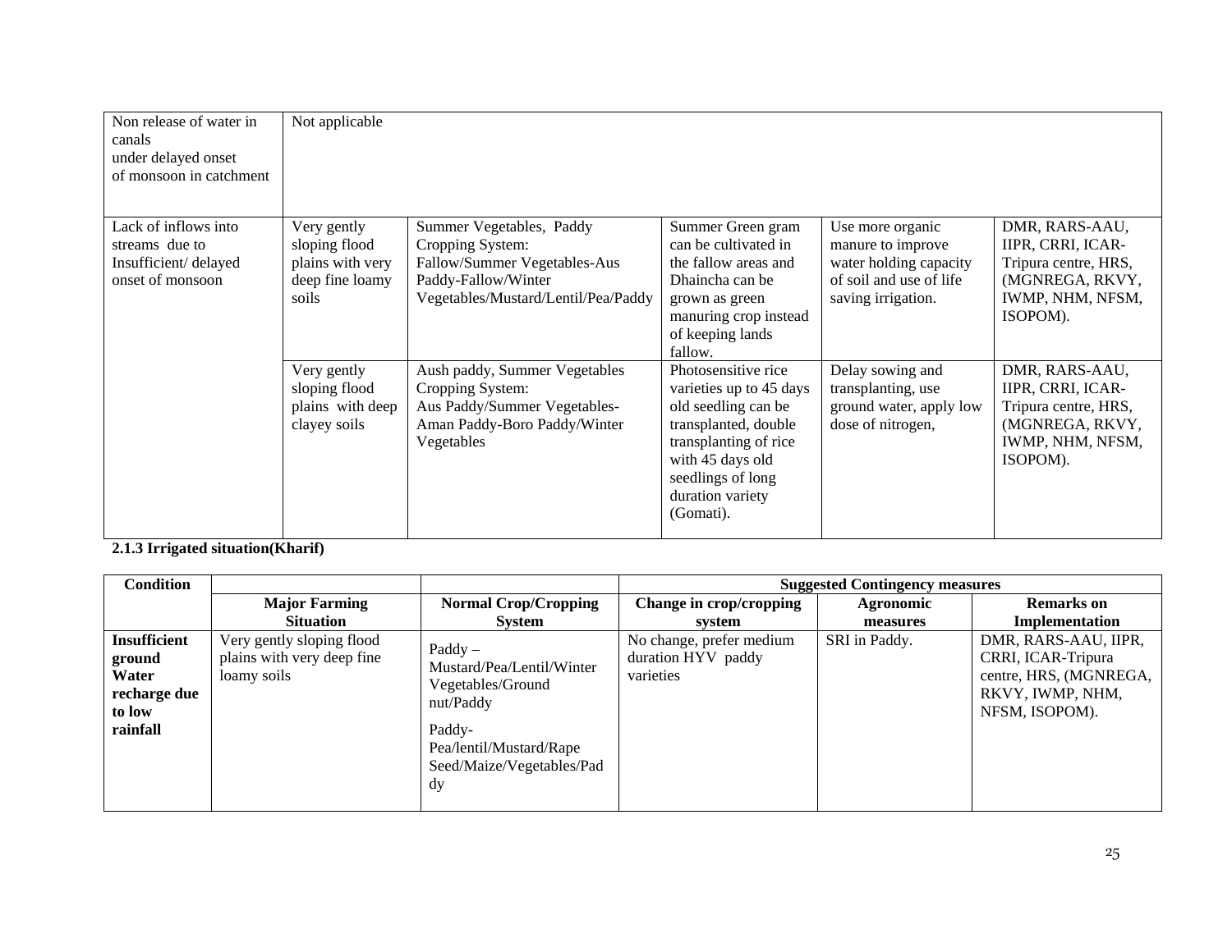| | | | | | |
|---|---|---|---|---|---|
| Non release of water in canals under delayed onset of monsoon in catchment | Not applicable | | | | |
| Lack of inflows into streams due to Insufficient/ delayed onset of monsoon | Very gently sloping flood plains with very deep fine loamy soils | Summer Vegetables, Paddy Cropping System: Fallow/Summer Vegetables-Aus Paddy-Fallow/Winter Vegetables/Mustard/Lentil/Pea/Paddy | Summer Green gram can be cultivated in the fallow areas and Dhaincha can be grown as green manuring crop instead of keeping lands fallow. | Use more organic manure to improve water holding capacity of soil and use of life saving irrigation. | DMR, RARS-AAU, IIPR, CRRI, ICAR-Tripura centre, HRS, (MGNREGA, RKVY, IWMP, NHM, NFSM, ISOPOM). |
| | Very gently sloping flood plains with deep clayey soils | Aush paddy, Summer Vegetables Cropping System: Aus Paddy/Summer Vegetables-Aman Paddy-Boro Paddy/Winter Vegetables | Photosensitive rice varieties up to 45 days old seedling can be transplanted, double transplanting of rice with 45 days old seedlings of long duration variety (Gomati). | Delay sowing and transplanting, use ground water, apply low dose of nitrogen, | DMR, RARS-AAU, IIPR, CRRI, ICAR-Tripura centre, HRS, (MGNREGA, RKVY, IWMP, NHM, NFSM, ISOPOM). |

**2.1.3 Irrigated situation(Kharif)**

| Condition | | | Suggested Contingency measures | | |
|---|---|---|---|---|---|
| | Major Farming Situation | Normal Crop/Cropping System | Change in crop/cropping system | Agronomic measures | Remarks on Implementation |
| **Insufficient ground Water recharge due to low rainfall** | Very gently sloping flood plains with very deep fine loamy soils | Paddy – Mustard/Pea/Lentil/Winter Vegetables/Ground nut/Paddy<br><br>Paddy-Pea/lentil/Mustard/Rape Seed/Maize/Vegetables/Paddy | No change, prefer medium duration HYV paddy varieties | SRI in Paddy. | DMR, RARS-AAU, IIPR, CRRI, ICAR-Tripura centre, HRS, (MGNREGA, RKVY, IWMP, NHM, NFSM, ISOPOM). |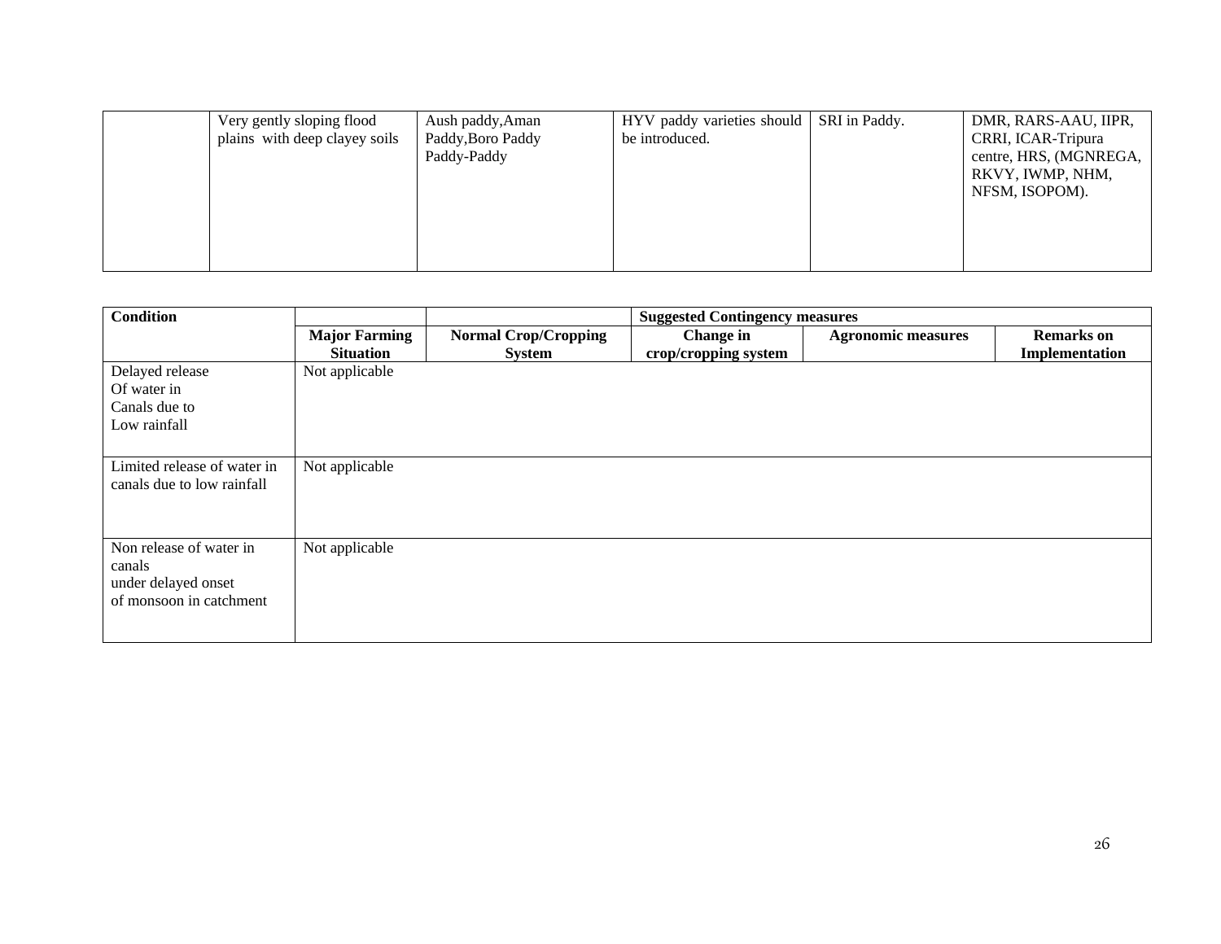|  | Very gently sloping flood plains with deep clayey soils | Aush paddy,Aman Paddy,Boro Paddy Paddy-Paddy | HYV paddy varieties should be introduced. | SRI in Paddy. | DMR, RARS-AAU, IIPR, CRRI, ICAR-Tripura centre, HRS, (MGNREGA, RKVY, IWMP, NHM, NFSM, ISOPOM). |
|---|---|---|---|---|---|

| Condition | | | Suggested Contingency measures | | |
|---|---|---|---|---|---|
| | **Major Farming Situation** | **Normal Crop/Cropping System** | **Change in crop/cropping system** | **Agronomic measures** | **Remarks on Implementation** |
| Delayed release Of water in Canals due to Low rainfall | Not applicable | | | | |
| Limited release of water in canals due to low rainfall | Not applicable | | | | |
| Non release of water in canals under delayed onset of monsoon in catchment | Not applicable | | | | |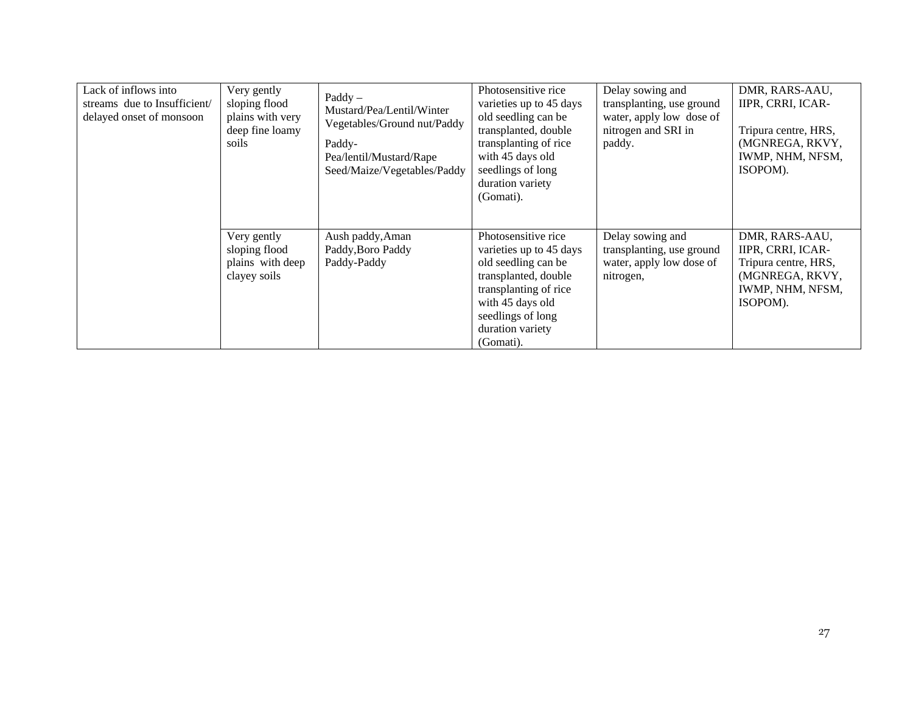| Lack of inflows into streams due to Insufficient/ delayed onset of monsoon | Very gently sloping flood plains with very deep fine loamy soils | Paddy – Mustard/Pea/Lentil/Winter Vegetables/Ground nut/Paddy<br>Paddy-Pea/lentil/Mustard/Rape Seed/Maize/Vegetables/Paddy | Photosensitive rice varieties up to 45 days old seedling can be transplanted, double transplanting of rice with 45 days old seedlings of long duration variety (Gomati). | Delay sowing and transplanting, use ground water, apply low dose of nitrogen and SRI in paddy. | DMR, RARS-AAU, IIPR, CRRI, ICAR-<br>Tripura centre, HRS, (MGNREGA, RKVY, IWMP, NHM, NFSM, ISOPOM). |
|---|---|---|---|---|---|
| | Very gently sloping flood plains with deep clayey soils | Aush paddy,Aman Paddy,Boro Paddy Paddy-Paddy | Photosensitive rice varieties up to 45 days old seedling can be transplanted, double transplanting of rice with 45 days old seedlings of long duration variety (Gomati). | Delay sowing and transplanting, use ground water, apply low dose of nitrogen, | DMR, RARS-AAU, IIPR, CRRI, ICAR-Tripura centre, HRS, (MGNREGA, RKVY, IWMP, NHM, NFSM, ISOPOM). |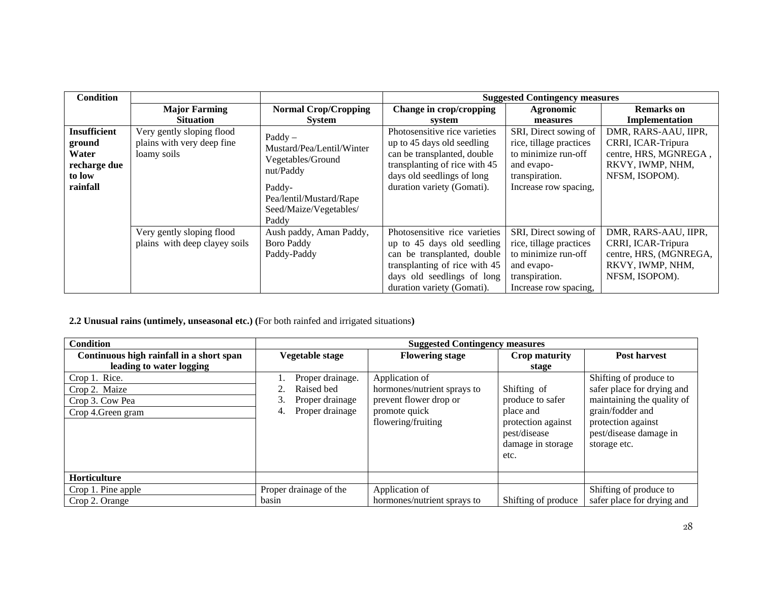| Condition | Major Farming Situation | Normal Crop/Cropping System | Suggested Contingency measures | | |
|---|---|---|---|---|---|
| | | | Change in crop/cropping system | Agronomic measures | Remarks on Implementation |
| **Insufficient ground Water recharge due to low rainfall** | Very gently sloping flood plains with very deep fine loamy soils | Paddy – Mustard/Pea/Lentil/Winter Vegetables/Ground nut/Paddy<br><br>Paddy- Pea/lentil/Mustard/Rape Seed/Maize/Vegetables/ Paddy | Photosensitive rice varieties up to 45 days old seedling can be transplanted, double transplanting of rice with 45 days old seedlings of long duration variety (Gomati). | SRI, Direct sowing of rice, tillage practices to minimize run-off and evapo-transpiration. Increase row spacing, | DMR, RARS-AAU, IIPR, CRRI, ICAR-Tripura centre, HRS, MGNREGA , RKVY, IWMP, NHM, NFSM, ISOPOM). |
| | Very gently sloping flood plains with deep clayey soils | Aush paddy, Aman Paddy, Boro Paddy<br>Paddy-Paddy | Photosensitive rice varieties up to 45 days old seedling can be transplanted, double transplanting of rice with 45 days old seedlings of long duration variety (Gomati). | SRI, Direct sowing of rice, tillage practices to minimize run-off and evapo-transpiration. Increase row spacing, | DMR, RARS-AAU, IIPR, CRRI, ICAR-Tripura centre, HRS, (MGNREGA, RKVY, IWMP, NHM, NFSM, ISOPOM). |

**2.2 Unusual rains (untimely, unseasonal etc.) (**For both rainfed and irrigated situations**)**

| Condition | Suggested Contingency measures | | | |
|---|---|---|---|---|
| **Continuous high rainfall in a short span leading to water logging** | **Vegetable stage** | **Flowering stage** | **Crop maturity stage** | **Post harvest** |
| Crop 1. Rice. | 1. Proper drainage. | Application of hormones/nutrient sprays to prevent flower drop or promote quick flowering/fruiting | Shifting of produce to safer place and protection against pest/disease damage in storage etc. | Shifting of produce to safer place for drying and maintaining the quality of grain/fodder and protection against pest/disease damage in storage etc. |
| Crop 2. Maize | 2. Raised bed | | | |
| Crop 3. Cow Pea | 3. Proper drainage | | | |
| Crop 4.Green gram | 4. Proper drainage | | | |
| **Horticulture** | | | | |
| Crop 1. Pine apple | Proper drainage of the basin | Application of hormones/nutrient sprays to | Shifting of produce | Shifting of produce to safer place for drying and |
| Crop 2. Orange | | | | |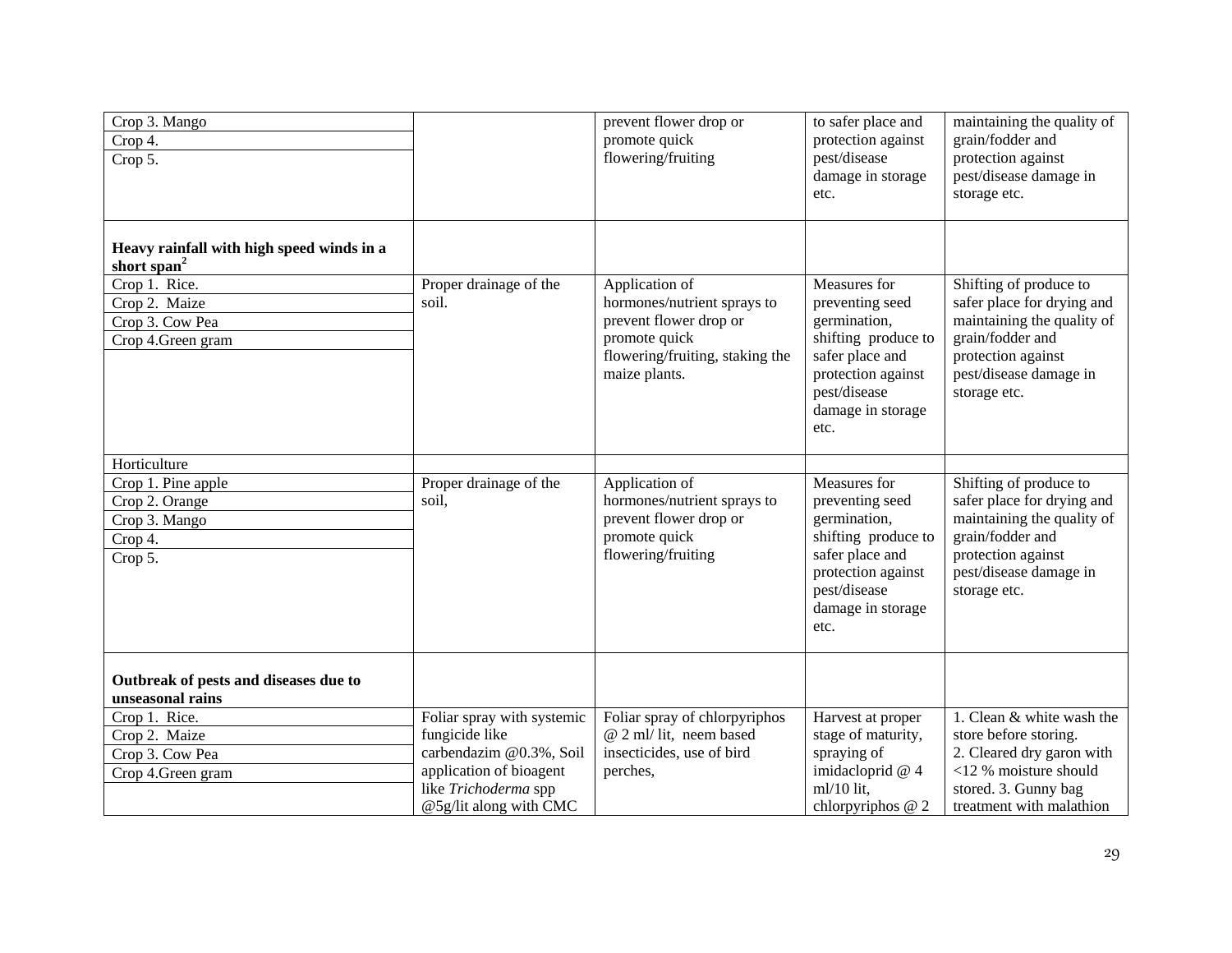| | | | | |
|---|---|---|---|---|
| Crop 3. Mango<br>Crop 4.<br>Crop 5. | | prevent flower drop or promote quick flowering/fruiting | to safer place and protection against pest/disease damage in storage etc. | maintaining the quality of grain/fodder and protection against pest/disease damage in storage etc. |
| **Heavy rainfall with high speed winds in a short span**[2] | | | | |
| Crop 1. Rice.<br>Crop 2. Maize<br>Crop 3. Cow Pea<br>Crop 4.Green gram | Proper drainage of the soil. | Application of hormones/nutrient sprays to prevent flower drop or promote quick flowering/fruiting, staking the maize plants. | Measures for preventing seed germination, shifting produce to safer place and protection against pest/disease damage in storage etc. | Shifting of produce to safer place for drying and maintaining the quality of grain/fodder and protection against pest/disease damage in storage etc. |
| Horticulture | | | | |
| Crop 1. Pine apple<br>Crop 2. Orange<br>Crop 3. Mango<br>Crop 4.<br>Crop 5. | Proper drainage of the soil, | Application of hormones/nutrient sprays to prevent flower drop or promote quick flowering/fruiting | Measures for preventing seed germination, shifting produce to safer place and protection against pest/disease damage in storage etc. | Shifting of produce to safer place for drying and maintaining the quality of grain/fodder and protection against pest/disease damage in storage etc. |
| **Outbreak of pests and diseases due to unseasonal rains** | | | | |
| Crop 1. Rice.<br>Crop 2. Maize<br>Crop 3. Cow Pea<br>Crop 4.Green gram | Foliar spray with systemic fungicide like carbendazim @0.3%, Soil application of bioagent like *Trichoderma* spp @5g/lit along with CMC | Foliar spray of chlorpyriphos @ 2 ml/ lit, neem based insecticides, use of bird perches, | Harvest at proper stage of maturity, spraying of imidacloprid @ 4 ml/10 lit, chlorpyriphos @ 2 | 1. Clean & white wash the store before storing.<br>2. Cleared dry garon with <12 % moisture should stored. 3. Gunny bag treatment with malathion |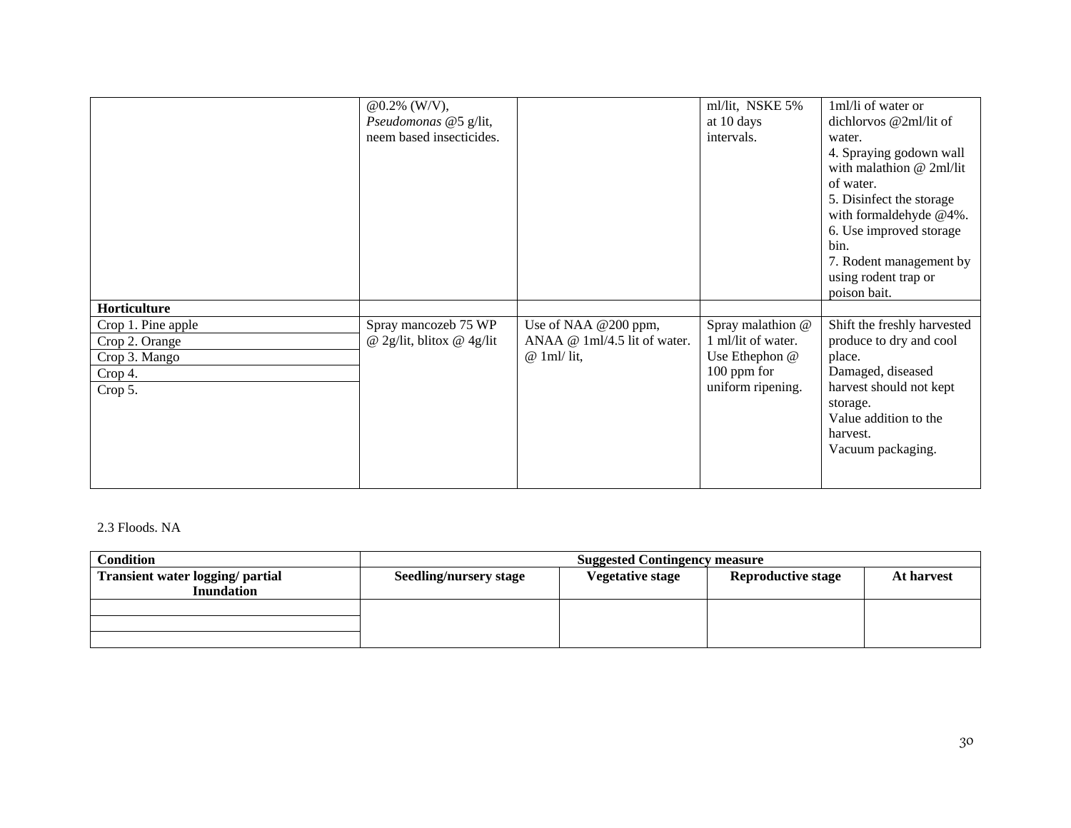| | | | | |
|---|---|---|---|---|
| | @0.2% (W/V), *Pseudomonas* @5 g/lit, neem based insecticides. | | ml/lit, NSKE 5% at 10 days intervals. | 1ml/li of water or dichlorvos @2ml/lit of water.<br>4. Spraying godown wall with malathion @ 2ml/lit of water.<br>5. Disinfect the storage with formaldehyde @4%.<br>6. Use improved storage bin.<br>7. Rodent management by using rodent trap or poison bait. |
| **Horticulture** | | | | |
| Crop 1. Pine apple | Spray mancozeb 75 WP @ 2g/lit, blitox @ 4g/lit | Use of NAA @200 ppm, ANAA @ 1ml/4.5 lit of water. @ 1ml/ lit, | Spray malathion @ 1 ml/lit of water. Use Ethephon @ 100 ppm for uniform ripening. | Shift the freshly harvested produce to dry and cool place.<br>Damaged, diseased harvest should not kept storage.<br>Value addition to the harvest.<br>Vacuum packaging. |
| Crop 2. Orange | | | | |
| Crop 3. Mango | | | | |
| Crop 4. | | | | |
| Crop 5. | | | | |

2.3 Floods. NA

| Condition | Suggested Contingency measure | | | |
|---|---|---|---|---|
| **Transient water logging/ partial Inundation** | **Seedling/nursery stage** | **Vegetative stage** | **Reproductive stage** | **At harvest** |
| | | | | |
| | | | | |
| | | | | |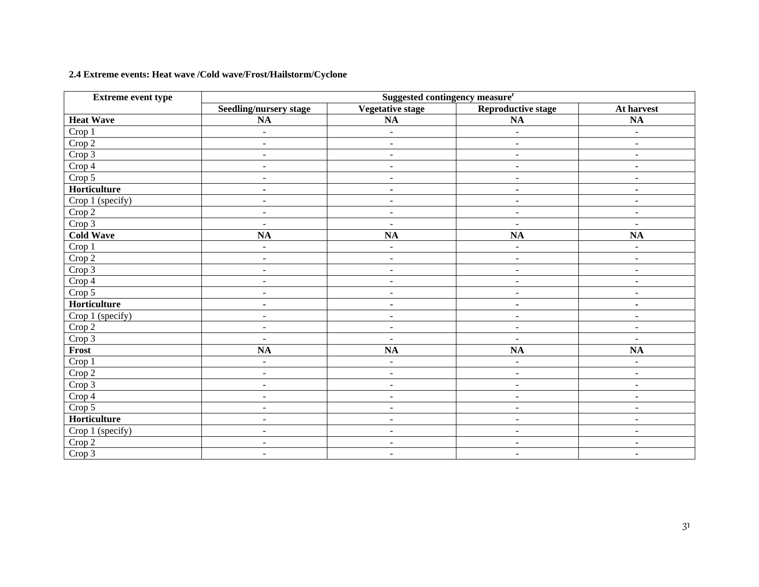### 2.4 Extreme events: Heat wave /Cold wave/Frost/Hailstorm/Cyclone

| Extreme event type | Suggested contingency measure[r] | | | |
|---|---|---|---|---|
| | Seedling/nursery stage | Vegetative stage | Reproductive stage | At harvest |
| **Heat Wave** | **NA** | **NA** | **NA** | **NA** |
| Crop 1 | - | - | - | - |
| Crop 2 | - | - | - | - |
| Crop 3 | - | - | - | - |
| Crop 4 | - | - | - | - |
| Crop 5 | - | - | - | - |
| **Horticulture** | **-** | **-** | **-** | **-** |
| Crop 1 (specify) | - | - | - | - |
| Crop 2 | - | - | - | - |
| Crop 3 | - | - | - | - |
| **Cold Wave** | **NA** | **NA** | **NA** | **NA** |
| Crop 1 | - | - | - | - |
| Crop 2 | - | - | - | - |
| Crop 3 | - | - | - | - |
| Crop 4 | - | - | - | - |
| Crop 5 | - | - | - | - |
| **Horticulture** | **-** | **-** | **-** | **-** |
| Crop 1 (specify) | - | - | - | - |
| Crop 2 | - | - | - | - |
| Crop 3 | - | - | - | - |
| **Frost** | **NA** | **NA** | **NA** | **NA** |
| Crop 1 | - | - | - | - |
| Crop 2 | - | - | - | - |
| Crop 3 | - | - | - | - |
| Crop 4 | - | - | - | - |
| Crop 5 | - | - | - | - |
| **Horticulture** | - | - | - | - |
| Crop 1 (specify) | - | - | - | - |
| Crop 2 | - | - | - | - |
| Crop 3 | - | - | - | - |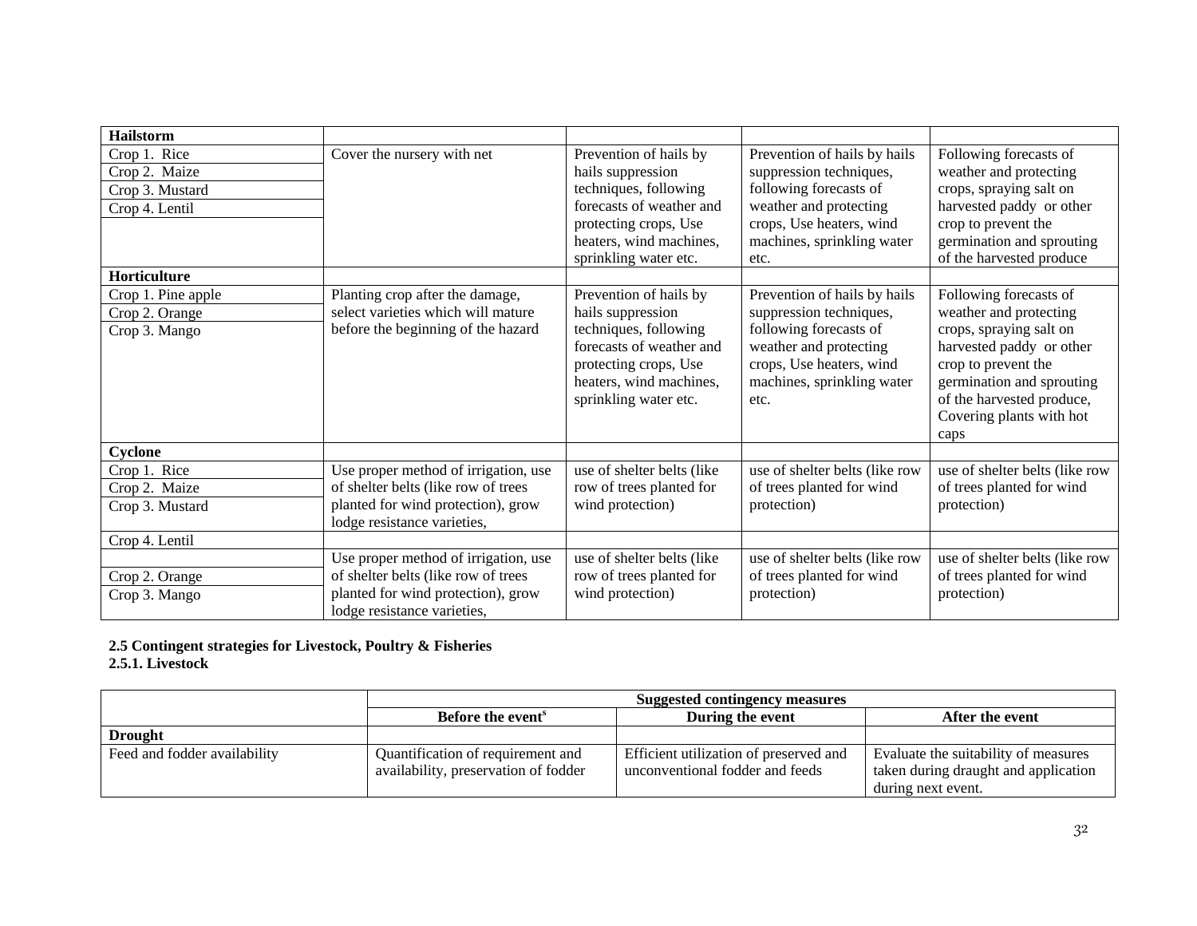| Hailstorm | | | | |
|---|---|---|---|---|
| Crop 1. Rice | Cover the nursery with net | Prevention of hails by hails suppression techniques, following forecasts of weather and protecting crops, Use heaters, wind machines, sprinkling water etc. | Prevention of hails by hails suppression techniques, following forecasts of weather and protecting crops, Use heaters, wind machines, sprinkling water etc. | Following forecasts of weather and protecting crops, spraying salt on harvested paddy or other crop to prevent the germination and sprouting of the harvested produce |
| Crop 2. Maize | | | | |
| Crop 3. Mustard | | | | |
| Crop 4. Lentil | | | | |
| **Horticulture** | | | | |
| Crop 1. Pine apple | Planting crop after the damage, select varieties which will mature before the beginning of the hazard | Prevention of hails by hails suppression techniques, following forecasts of weather and protecting crops, Use heaters, wind machines, sprinkling water etc. | Prevention of hails by hails suppression techniques, following forecasts of weather and protecting crops, Use heaters, wind machines, sprinkling water etc. | Following forecasts of weather and protecting crops, spraying salt on harvested paddy or other crop to prevent the germination and sprouting of the harvested produce, Covering plants with hot caps |
| Crop 2. Orange | | | | |
| Crop 3. Mango | | | | |
| **Cyclone** | | | | |
| Crop 1. Rice | Use proper method of irrigation, use of shelter belts (like row of trees planted for wind protection), grow lodge resistance varieties, | use of shelter belts (like row of trees planted for wind protection) | use of shelter belts (like row of trees planted for wind protection) | use of shelter belts (like row of trees planted for wind protection) |
| Crop 2. Maize | | | | |
| Crop 3. Mustard | | | | |
| Crop 4. Lentil | | | | |
| | Use proper method of irrigation, use of shelter belts (like row of trees planted for wind protection), grow lodge resistance varieties, | use of shelter belts (like row of trees planted for wind protection) | use of shelter belts (like row of trees planted for wind protection) | use of shelter belts (like row of trees planted for wind protection) |
| Crop 2. Orange | | | | |
| Crop 3. Mango | | | | |

**2.5 Contingent strategies for Livestock, Poultry & Fisheries**

**2.5.1. Livestock**

| | Suggested contingency measures | | |
|---|---|---|---|
| | **Before the event[s]** | **During the event** | **After the event** |
| **Drought** | | | |
| Feed and fodder availability | Quantification of requirement and availability, preservation of fodder | Efficient utilization of preserved and unconventional fodder and feeds | Evaluate the suitability of measures taken during draught and application during next event. |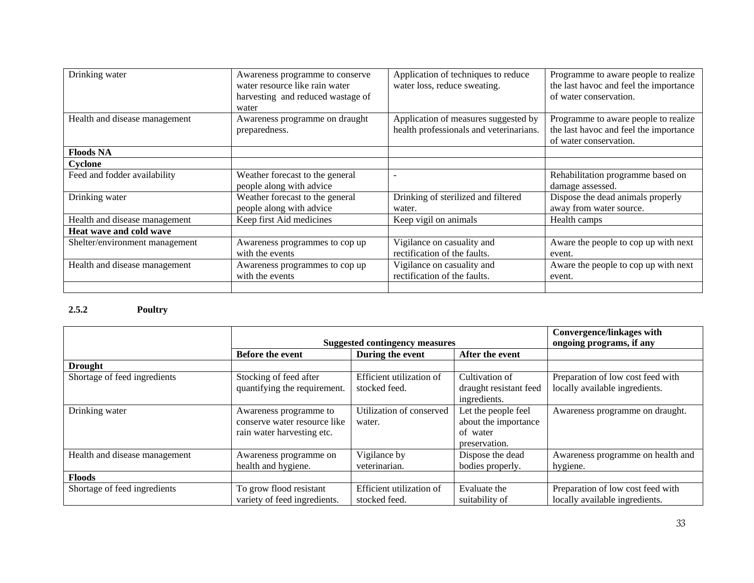| | | | |
|---|---|---|---|
| Drinking water | Awareness programme to conserve water resource like rain water harvesting and reduced wastage of water | Application of techniques to reduce water loss, reduce sweating. | Programme to aware people to realize the last havoc and feel the importance of water conservation. |
| Health and disease management | Awareness programme on draught preparedness. | Application of measures suggested by health professionals and veterinarians. | Programme to aware people to realize the last havoc and feel the importance of water conservation. |
| **Floods NA** | | | |
| **Cyclone** | | | |
| Feed and fodder availability | Weather forecast to the general people along with advice | - | Rehabilitation programme based on damage assessed. |
| Drinking water | Weather forecast to the general people along with advice | Drinking of sterilized and filtered water. | Dispose the dead animals properly away from water source. |
| Health and disease management | Keep first Aid medicines | Keep vigil on animals | Health camps |
| **Heat wave and cold wave** | | | |
| Shelter/environment management | Awareness programmes to cop up with the events | Vigilance on casuality and rectification of the faults. | Aware the people to cop up with next event. |
| Health and disease management | Awareness programmes to cop up with the events | Vigilance on casuality and rectification of the faults. | Aware the people to cop up with next event. |
| | | | |

### 2.5.2 Poultry

| | Suggested contingency measures | | | Convergence/linkages with ongoing programs, if any |
|---|---|---|---|---|
| | **Before the event** | **During the event** | **After the event** | |
| **Drought** | | | | |
| Shortage of feed ingredients | Stocking of feed after quantifying the requirement. | Efficient utilization of stocked feed. | Cultivation of draught resistant feed ingredients. | Preparation of low cost feed with locally available ingredients. |
| Drinking water | Awareness programme to conserve water resource like rain water harvesting etc. | Utilization of conserved water. | Let the people feel about the importance of water preservation. | Awareness programme on draught. |
| Health and disease management | Awareness programme on health and hygiene. | Vigilance by veterinarian. | Dispose the dead bodies properly. | Awareness programme on health and hygiene. |
| **Floods** | | | | |
| Shortage of feed ingredients | To grow flood resistant variety of feed ingredients. | Efficient utilization of stocked feed. | Evaluate the suitability of | Preparation of low cost feed with locally available ingredients. |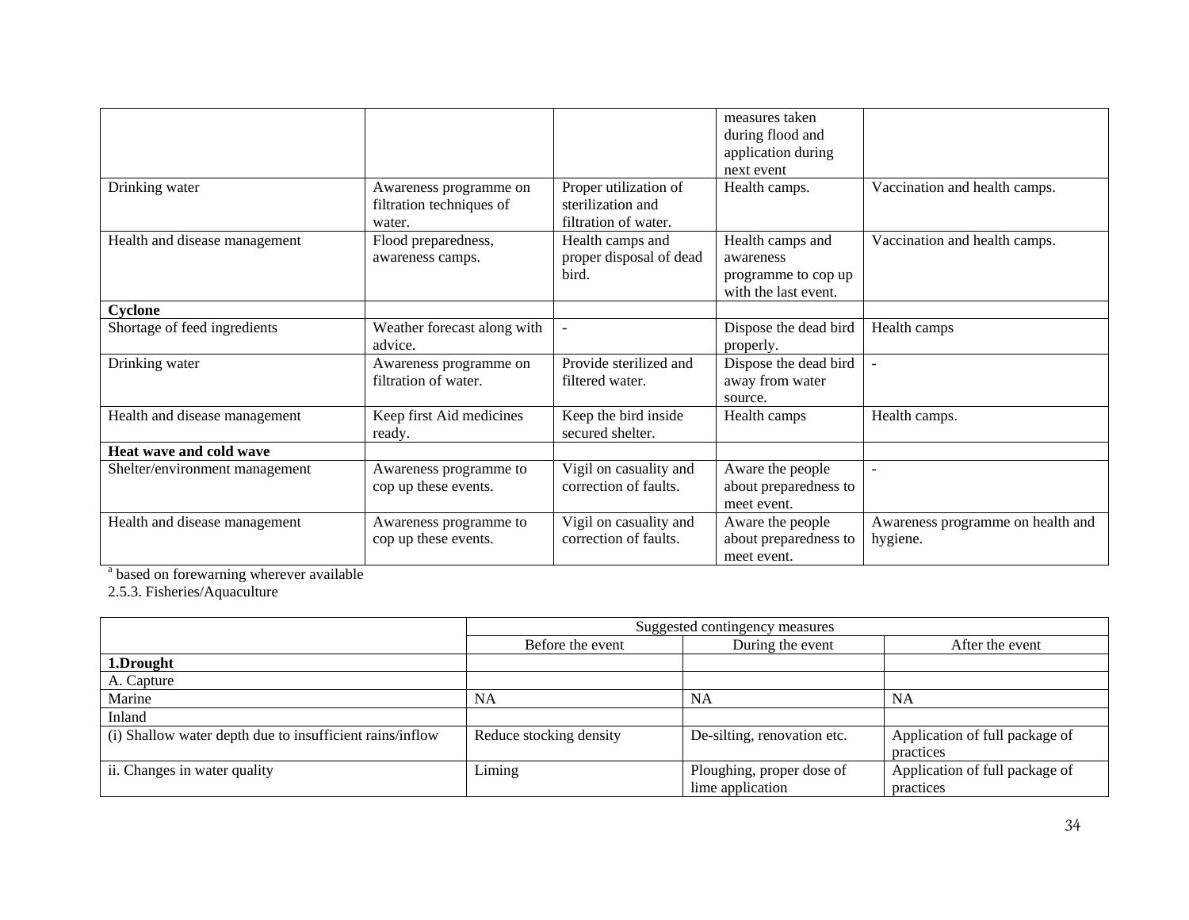| | | | | |
|---|---|---|---|---|
| | | | measures taken during flood and application during next event | |
| Drinking water | Awareness programme on filtration techniques of water. | Proper utilization of sterilization and filtration of water. | Health camps. | Vaccination and health camps. |
| Health and disease management | Flood preparedness, awareness camps. | Health camps and proper disposal of dead bird. | Health camps and awareness programme to cop up with the last event. | Vaccination and health camps. |
| **Cyclone** | | | | |
| Shortage of feed ingredients | Weather forecast along with advice. | - | Dispose the dead bird properly. | Health camps |
| Drinking water | Awareness programme on filtration of water. | Provide sterilized and filtered water. | Dispose the dead bird away from water source. | - |
| Health and disease management | Keep first Aid medicines ready. | Keep the bird inside secured shelter. | Health camps | Health camps. |
| **Heat wave and cold wave** | | | | |
| Shelter/environment management | Awareness programme to cop up these events. | Vigil on casuality and correction of faults. | Aware the people about preparedness to meet event. | - |
| Health and disease management | Awareness programme to cop up these events. | Vigil on casuality and correction of faults. | Aware the people about preparedness to meet event. | Awareness programme on health and hygiene. |

[a] based on forewarning wherever available

2.5.3. Fisheries/Aquaculture

| | Suggested contingency measures | | |
|---|---|---|---|
| | Before the event | During the event | After the event |
| **1.Drought** | | | |
| A. Capture | | | |
| Marine | NA | NA | NA |
| Inland | | | |
| (i) Shallow water depth due to insufficient rains/inflow | Reduce stocking density | De-silting, renovation etc. | Application of full package of practices |
| ii. Changes in water quality | Liming | Ploughing, proper dose of lime application | Application of full package of practices |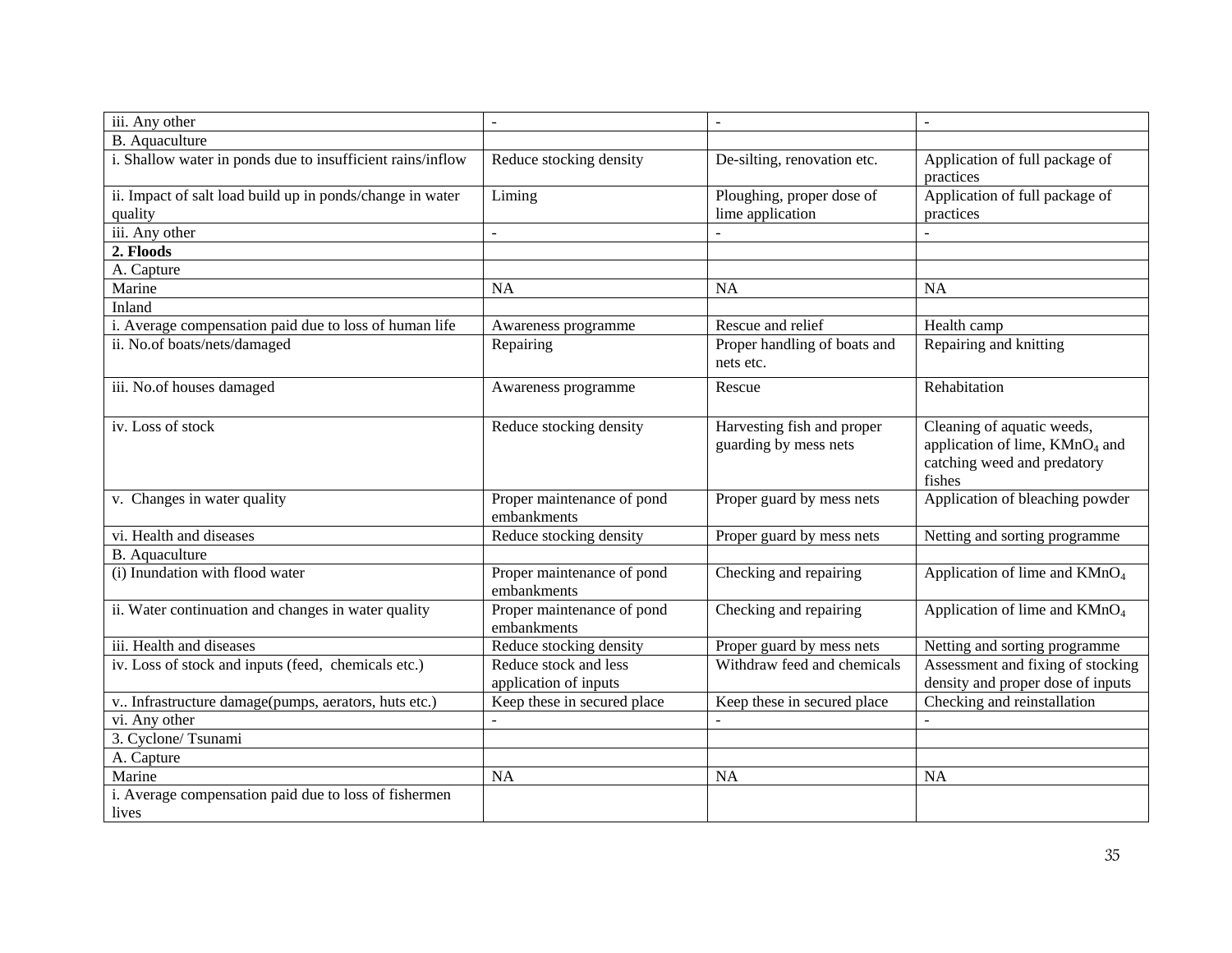| iii. Any other | - | - | - |
|---|---|---|---|
| B. Aquaculture | | | |
| i. Shallow water in ponds due to insufficient rains/inflow | Reduce stocking density | De-silting, renovation etc. | Application of full package of practices |
| ii. Impact of salt load build up in ponds/change in water quality | Liming | Ploughing, proper dose of lime application | Application of full package of practices |
| iii. Any other | - | - | - |
| **2. Floods** | | | |
| A. Capture | | | |
| Marine | NA | NA | NA |
| Inland | | | |
| i. Average compensation paid due to loss of human life | Awareness programme | Rescue and relief | Health camp |
| ii. No.of boats/nets/damaged | Repairing | Proper handling of boats and nets etc. | Repairing and knitting |
| iii. No.of houses damaged | Awareness programme | Rescue | Rehabitation |
| iv. Loss of stock | Reduce stocking density | Harvesting fish and proper guarding by mess nets | Cleaning of aquatic weeds, application of lime, $KMnO_4$ and catching weed and predatory fishes |
| v. Changes in water quality | Proper maintenance of pond embankments | Proper guard by mess nets | Application of bleaching powder |
| vi. Health and diseases | Reduce stocking density | Proper guard by mess nets | Netting and sorting programme |
| B. Aquaculture | | | |
| (i) Inundation with flood water | Proper maintenance of pond embankments | Checking and repairing | Application of lime and $KMnO_4$ |
| ii. Water continuation and changes in water quality | Proper maintenance of pond embankments | Checking and repairing | Application of lime and $KMnO_4$ |
| iii. Health and diseases | Reduce stocking density | Proper guard by mess nets | Netting and sorting programme |
| iv. Loss of stock and inputs (feed, chemicals etc.) | Reduce stock and less application of inputs | Withdraw feed and chemicals | Assessment and fixing of stocking density and proper dose of inputs |
| v.. Infrastructure damage(pumps, aerators, huts etc.) | Keep these in secured place | Keep these in secured place | Checking and reinstallation |
| vi. Any other | - | - | - |
| 3. Cyclone/ Tsunami | | | |
| A. Capture | | | |
| Marine | NA | NA | NA |
| i. Average compensation paid due to loss of fishermen lives | | | |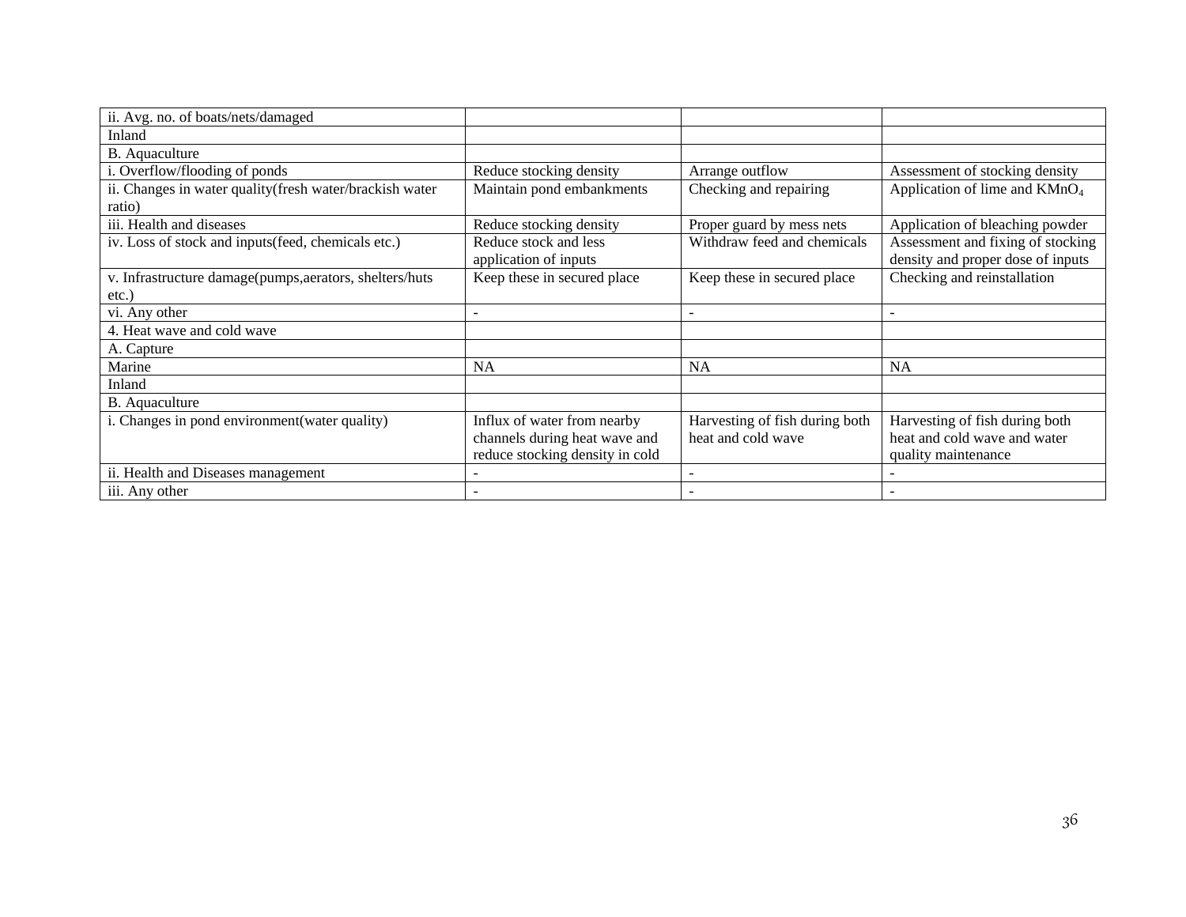| | | | |
|---|---|---|---|
| ii. Avg. no. of boats/nets/damaged | | | |
| Inland | | | |
| B. Aquaculture | | | |
| i. Overflow/flooding of ponds | Reduce stocking density | Arrange outflow | Assessment of stocking density |
| ii. Changes in water quality(fresh water/brackish water ratio) | Maintain pond embankments | Checking and repairing | Application of lime and $KMnO_4$ |
| iii. Health and diseases | Reduce stocking density | Proper guard by mess nets | Application of bleaching powder |
| iv. Loss of stock and inputs(feed, chemicals etc.) | Reduce stock and less application of inputs | Withdraw feed and chemicals | Assessment and fixing of stocking density and proper dose of inputs |
| v. Infrastructure damage(pumps,aerators, shelters/huts etc.) | Keep these in secured place | Keep these in secured place | Checking and reinstallation |
| vi. Any other | - | - | - |
| 4. Heat wave and cold wave | | | |
| A. Capture | | | |
| Marine | NA | NA | NA |
| Inland | | | |
| B. Aquaculture | | | |
| i. Changes in pond environment(water quality) | Influx of water from nearby channels during heat wave and reduce stocking density in cold | Harvesting of fish during both heat and cold wave | Harvesting of fish during both heat and cold wave and water quality maintenance |
| ii. Health and Diseases management | - | - | - |
| iii. Any other | - | - | - |